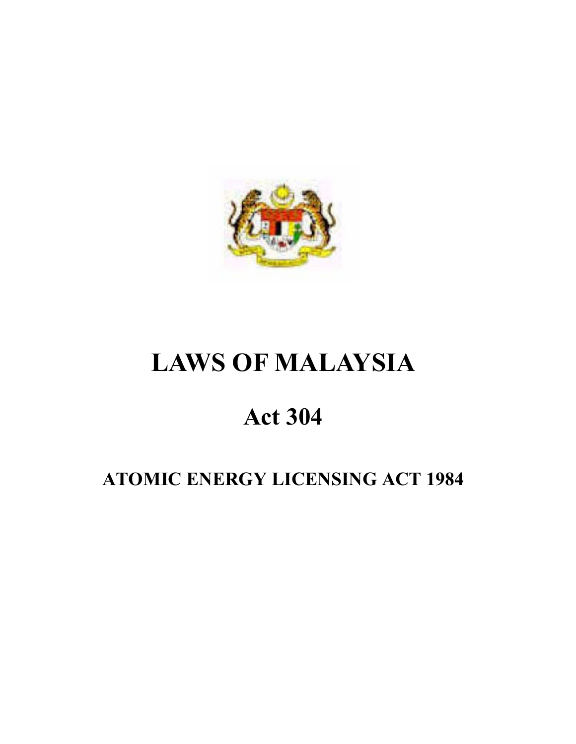# LAWS OF MALAYSIA

## Act 304

### ATOMIC ENERGY LICENSING ACT 1984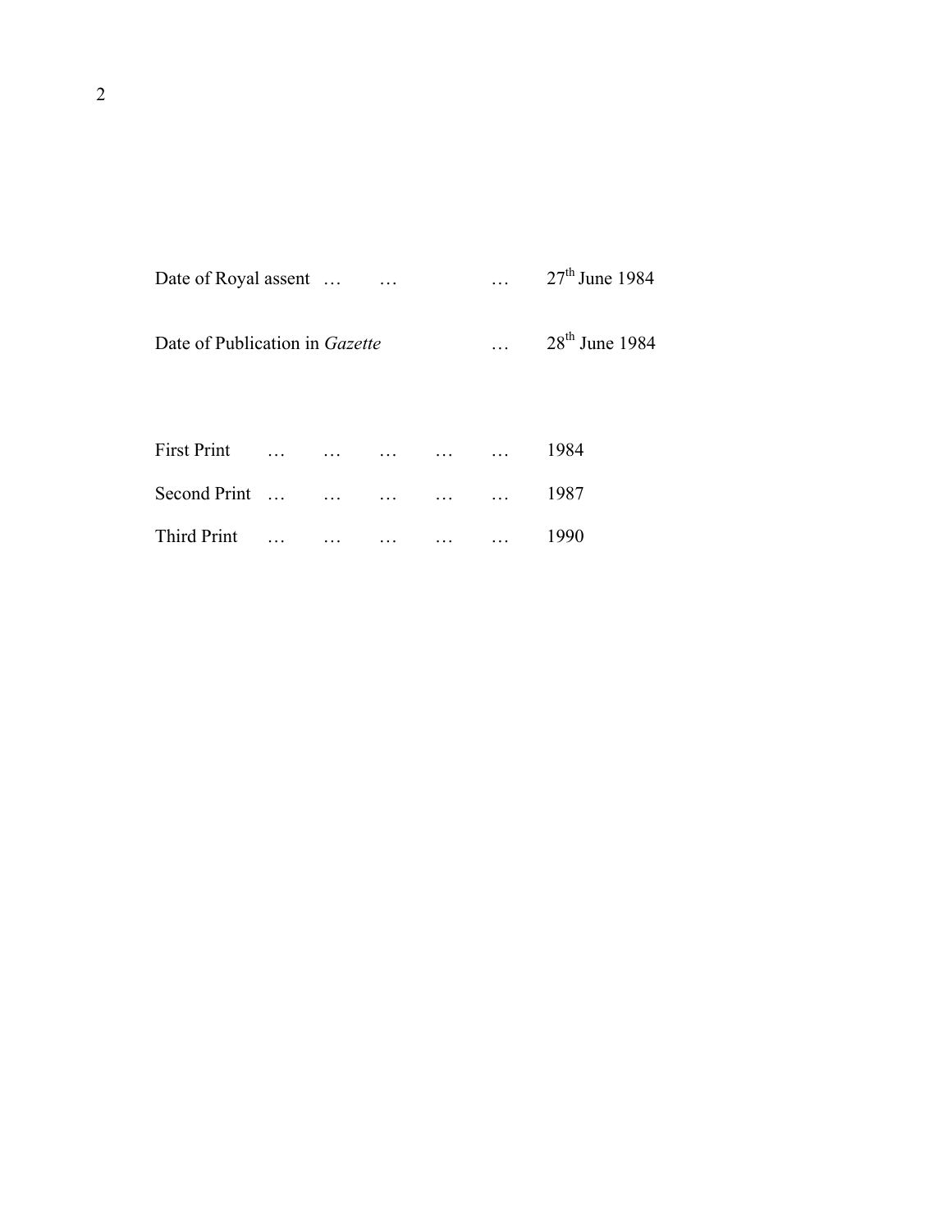Date of Royal assent … … … 27th June 1984

Date of Publication in *Gazette* … 28th June 1984

First Print … … … … … 1984

Second Print … … … … … 1987

Third Print … … … … … 1990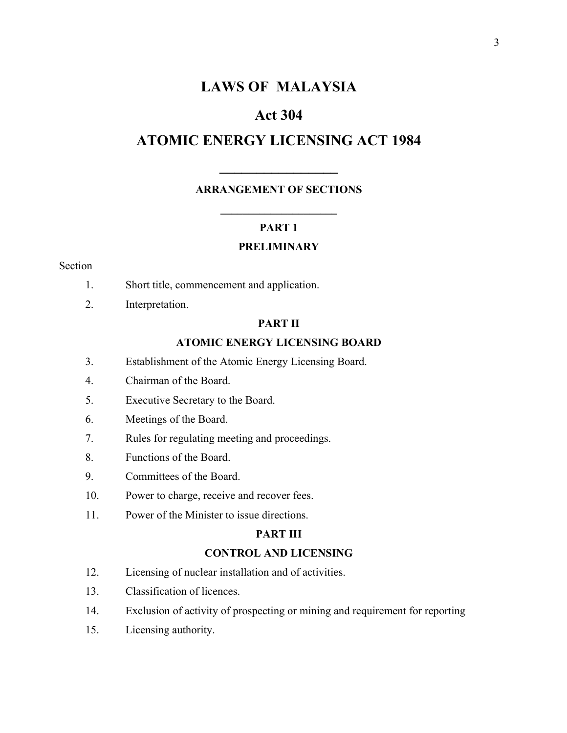# LAWS OF MALAYSIA

# Act 304

# ATOMIC ENERGY LICENSING ACT 1984

---

### ARRANGEMENT OF SECTIONS

---

### PART 1

### PRELIMINARY

Section

1. Short title, commencement and application.
2. Interpretation.

### PART II

### ATOMIC ENERGY LICENSING BOARD

3. Establishment of the Atomic Energy Licensing Board.
4. Chairman of the Board.
5. Executive Secretary to the Board.
6. Meetings of the Board.
7. Rules for regulating meeting and proceedings.
8. Functions of the Board.
9. Committees of the Board.
10. Power to charge, receive and recover fees.
11. Power of the Minister to issue directions.

### PART III

### CONTROL AND LICENSING

12. Licensing of nuclear installation and of activities.
13. Classification of licences.
14. Exclusion of activity of prospecting or mining and requirement for reporting
15. Licensing authority.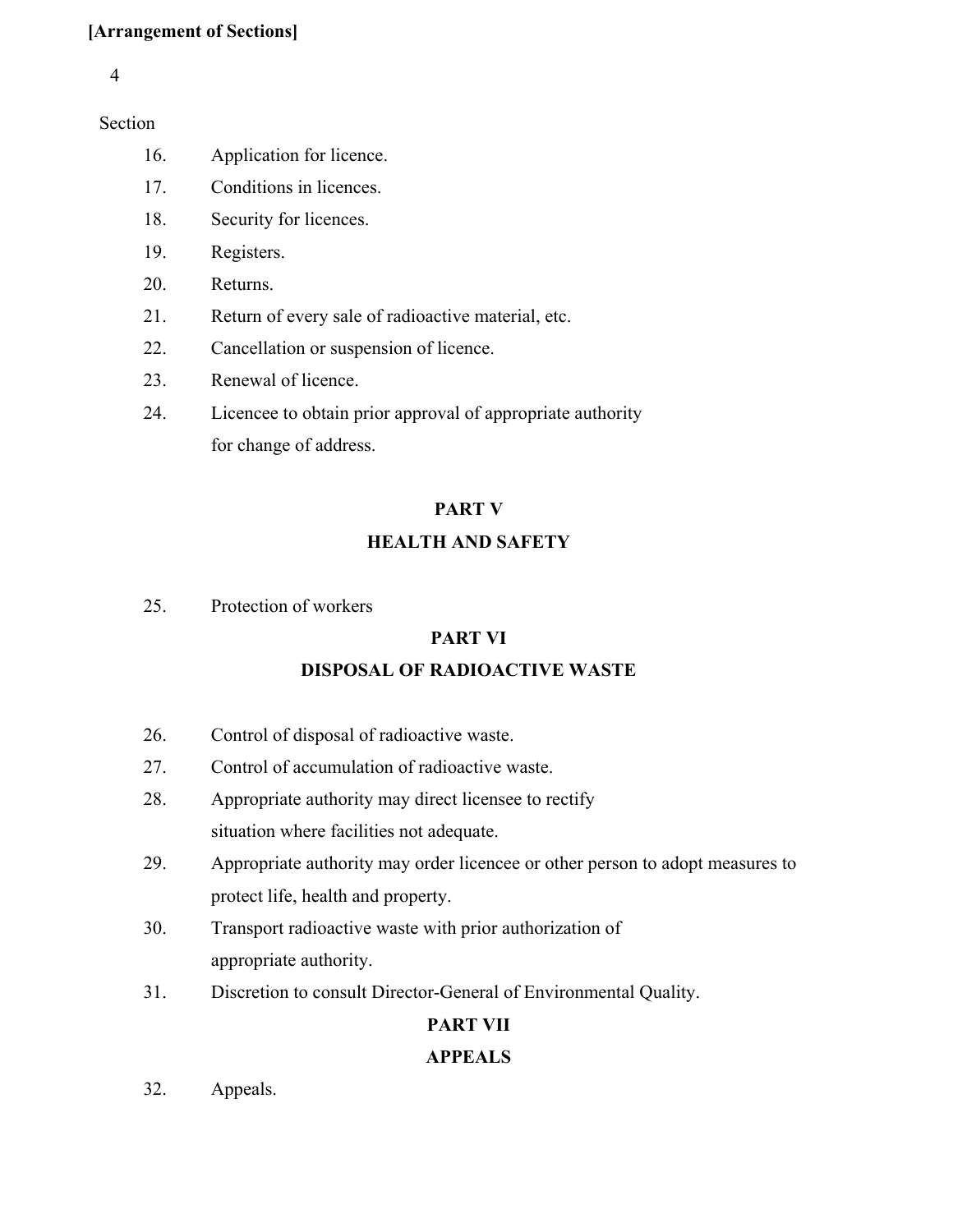Section

16. Application for licence.
17. Conditions in licences.
18. Security for licences.
19. Registers.
20. Returns.
21. Return of every sale of radioactive material, etc.
22. Cancellation or suspension of licence.
23. Renewal of licence.
24. Licencee to obtain prior approval of appropriate authority for change of address.

## PART V
## HEALTH AND SAFETY

25. Protection of workers

## PART VI
## DISPOSAL OF RADIOACTIVE WASTE

26. Control of disposal of radioactive waste.
27. Control of accumulation of radioactive waste.
28. Appropriate authority may direct licensee to rectify situation where facilities not adequate.
29. Appropriate authority may order licencee or other person to adopt measures to protect life, health and property.
30. Transport radioactive waste with prior authorization of appropriate authority.
31. Discretion to consult Director-General of Environmental Quality.

## PART VII
## APPEALS

32. Appeals.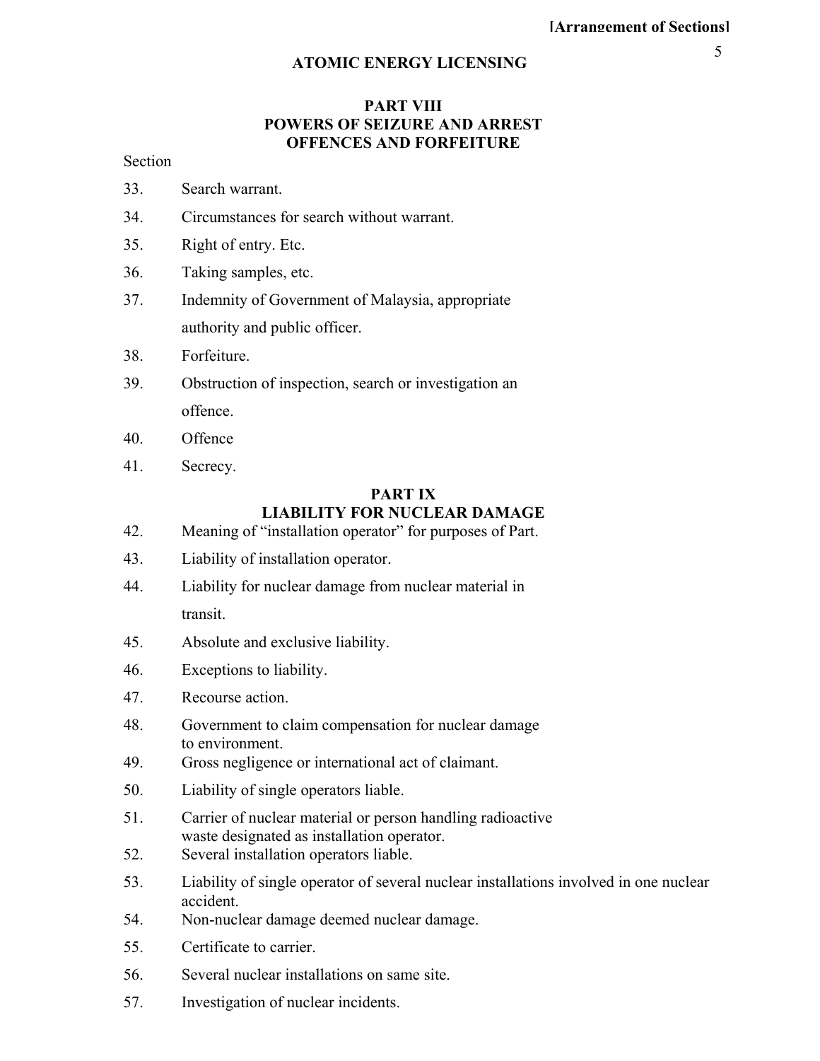## PART VIII
## POWERS OF SEIZURE AND ARREST
## OFFENCES AND FORFEITURE

Section

33. Search warrant.

34. Circumstances for search without warrant.

35. Right of entry. Etc.

36. Taking samples, etc.

37. Indemnity of Government of Malaysia, appropriate authority and public officer.

38. Forfeiture.

39. Obstruction of inspection, search or investigation an offence.

40. Offence

41. Secrecy.

## PART IX
## LIABILITY FOR NUCLEAR DAMAGE

42. Meaning of "installation operator" for purposes of Part.

43. Liability of installation operator.

44. Liability for nuclear damage from nuclear material in transit.

45. Absolute and exclusive liability.

46. Exceptions to liability.

47. Recourse action.

48. Government to claim compensation for nuclear damage to environment.

49. Gross negligence or international act of claimant.

50. Liability of single operators liable.

51. Carrier of nuclear material or person handling radioactive waste designated as installation operator.

52. Several installation operators liable.

53. Liability of single operator of several nuclear installations involved in one nuclear accident.

54. Non-nuclear damage deemed nuclear damage.

55. Certificate to carrier.

56. Several nuclear installations on same site.

57. Investigation of nuclear incidents.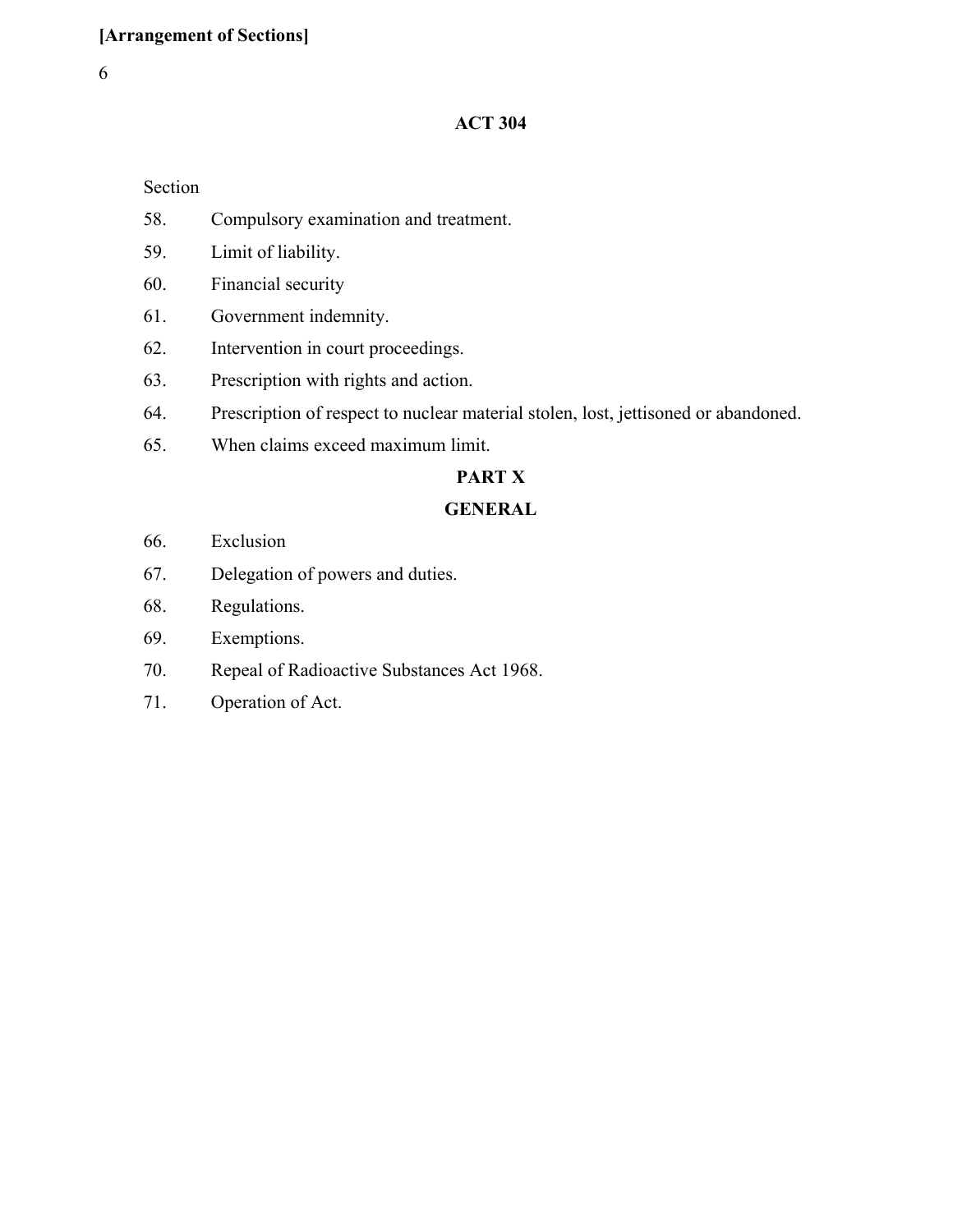**ACT 304**

Section

58. Compulsory examination and treatment.
59. Limit of liability.
60. Financial security
61. Government indemnity.
62. Intervention in court proceedings.
63. Prescription with rights and action.
64. Prescription of respect to nuclear material stolen, lost, jettisoned or abandoned.
65. When claims exceed maximum limit.

**PART X**

**GENERAL**

66. Exclusion
67. Delegation of powers and duties.
68. Regulations.
69. Exemptions.
70. Repeal of Radioactive Substances Act 1968.
71. Operation of Act.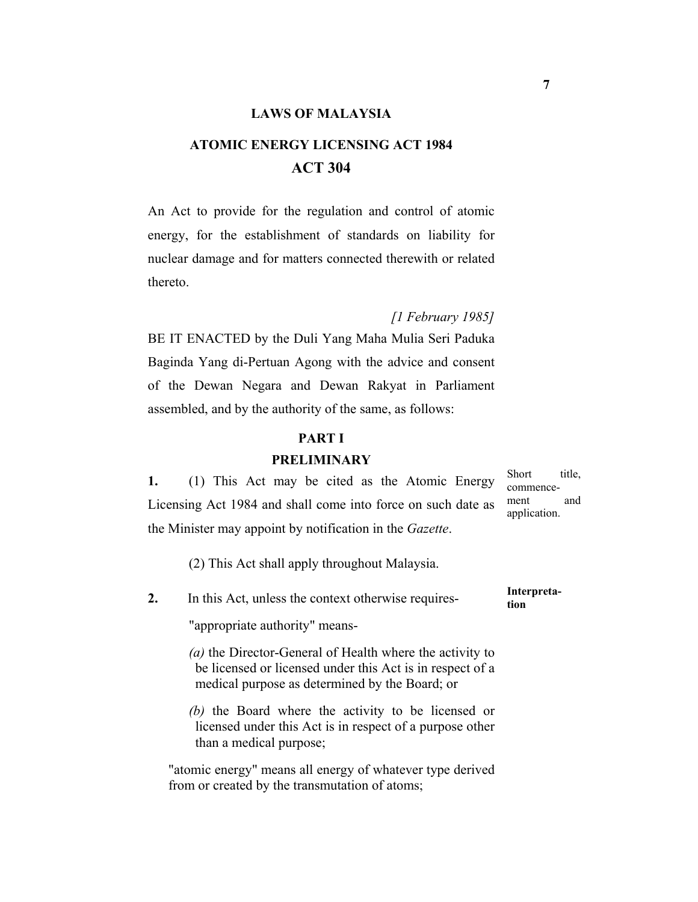# LAWS OF MALAYSIA

## ATOMIC ENERGY LICENSING ACT 1984

## ACT 304

An Act to provide for the regulation and control of atomic energy, for the establishment of standards on liability for nuclear damage and for matters connected therewith or related thereto.

*[1 February 1985]*

BE IT ENACTED by the Duli Yang Maha Mulia Seri Paduka Baginda Yang di-Pertuan Agong with the advice and consent of the Dewan Negara and Dewan Rakyat in Parliament assembled, and by the authority of the same, as follows:

### PART I

### PRELIMINARY

*Short title, commencement and application.*

**1.** (1) This Act may be cited as the Atomic Energy Licensing Act 1984 and shall come into force on such date as the Minister may appoint by notification in the *Gazette*.

(2) This Act shall apply throughout Malaysia.

**Interpretation**

**2.** In this Act, unless the context otherwise requires-

"appropriate authority" means-

*(a)* the Director-General of Health where the activity to be licensed or licensed under this Act is in respect of a medical purpose as determined by the Board; or

*(b)* the Board where the activity to be licensed or licensed under this Act is in respect of a purpose other than a medical purpose;

"atomic energy" means all energy of whatever type derived from or created by the transmutation of atoms;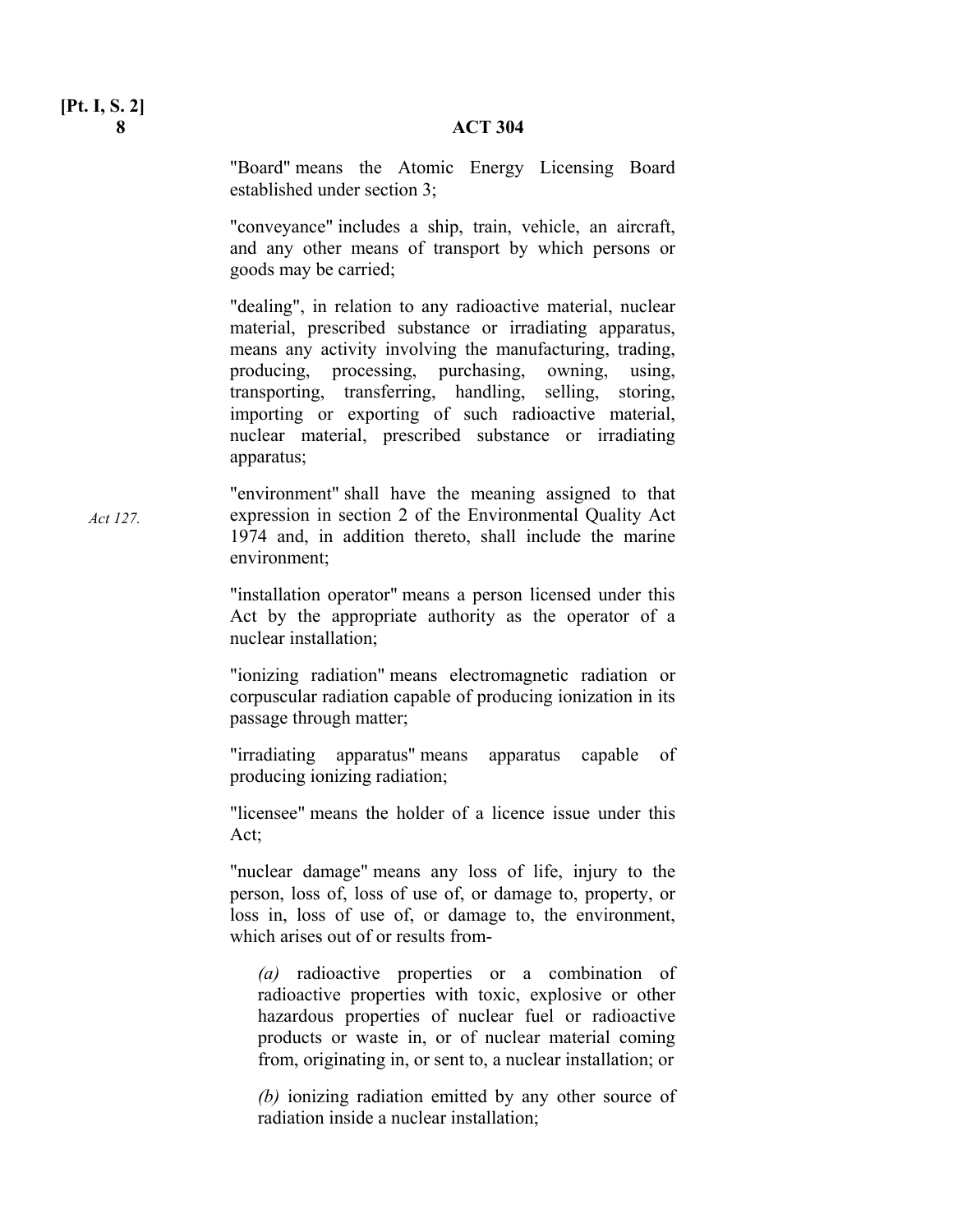"Board" means the Atomic Energy Licensing Board established under section 3;

"conveyance" includes a ship, train, vehicle, an aircraft, and any other means of transport by which persons or goods may be carried;

"dealing", in relation to any radioactive material, nuclear material, prescribed substance or irradiating apparatus, means any activity involving the manufacturing, trading, producing, processing, purchasing, owning, using, transporting, transferring, handling, selling, storing, importing or exporting of such radioactive material, nuclear material, prescribed substance or irradiating apparatus;

*Act 127.*

"environment" shall have the meaning assigned to that expression in section 2 of the Environmental Quality Act 1974 and, in addition thereto, shall include the marine environment;

"installation operator" means a person licensed under this Act by the appropriate authority as the operator of a nuclear installation;

"ionizing radiation" means electromagnetic radiation or corpuscular radiation capable of producing ionization in its passage through matter;

"irradiating apparatus" means apparatus capable of producing ionizing radiation;

"licensee" means the holder of a licence issue under this Act;

"nuclear damage" means any loss of life, injury to the person, loss of, loss of use of, or damage to, property, or loss in, loss of use of, or damage to, the environment, which arises out of or results from-

*(a)* radioactive properties or a combination of radioactive properties with toxic, explosive or other hazardous properties of nuclear fuel or radioactive products or waste in, or of nuclear material coming from, originating in, or sent to, a nuclear installation; or

*(b)* ionizing radiation emitted by any other source of radiation inside a nuclear installation;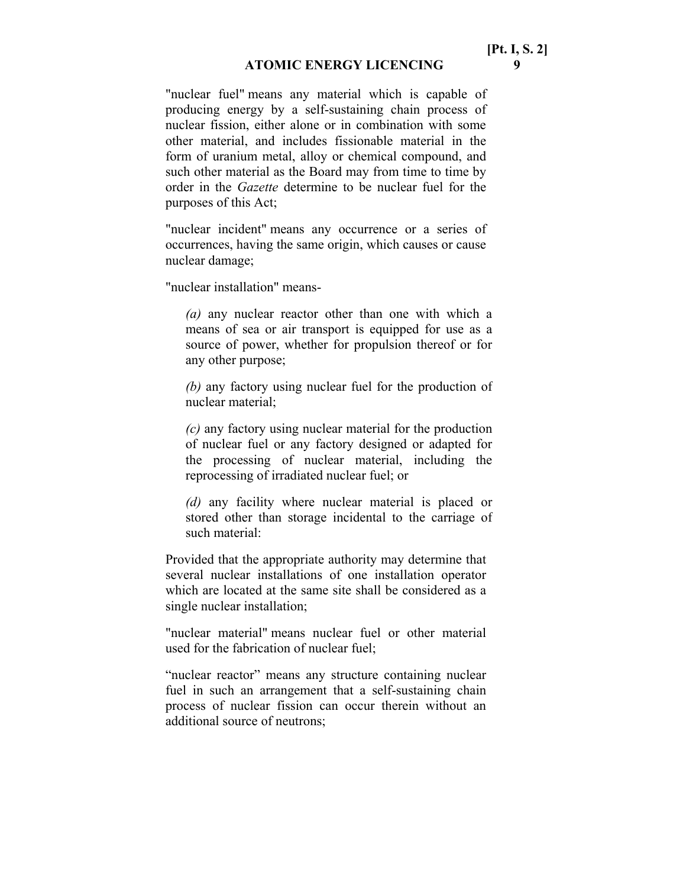"nuclear fuel" means any material which is capable of producing energy by a self-sustaining chain process of nuclear fission, either alone or in combination with some other material, and includes fissionable material in the form of uranium metal, alloy or chemical compound, and such other material as the Board may from time to time by order in the *Gazette* determine to be nuclear fuel for the purposes of this Act;

"nuclear incident" means any occurrence or a series of occurrences, having the same origin, which causes or cause nuclear damage;

"nuclear installation" means-

*(a)* any nuclear reactor other than one with which a means of sea or air transport is equipped for use as a source of power, whether for propulsion thereof or for any other purpose;

*(b)* any factory using nuclear fuel for the production of nuclear material;

*(c)* any factory using nuclear material for the production of nuclear fuel or any factory designed or adapted for the processing of nuclear material, including the reprocessing of irradiated nuclear fuel; or

*(d)* any facility where nuclear material is placed or stored other than storage incidental to the carriage of such material:

Provided that the appropriate authority may determine that several nuclear installations of one installation operator which are located at the same site shall be considered as a single nuclear installation;

"nuclear material" means nuclear fuel or other material used for the fabrication of nuclear fuel;

"nuclear reactor" means any structure containing nuclear fuel in such an arrangement that a self-sustaining chain process of nuclear fission can occur therein without an additional source of neutrons;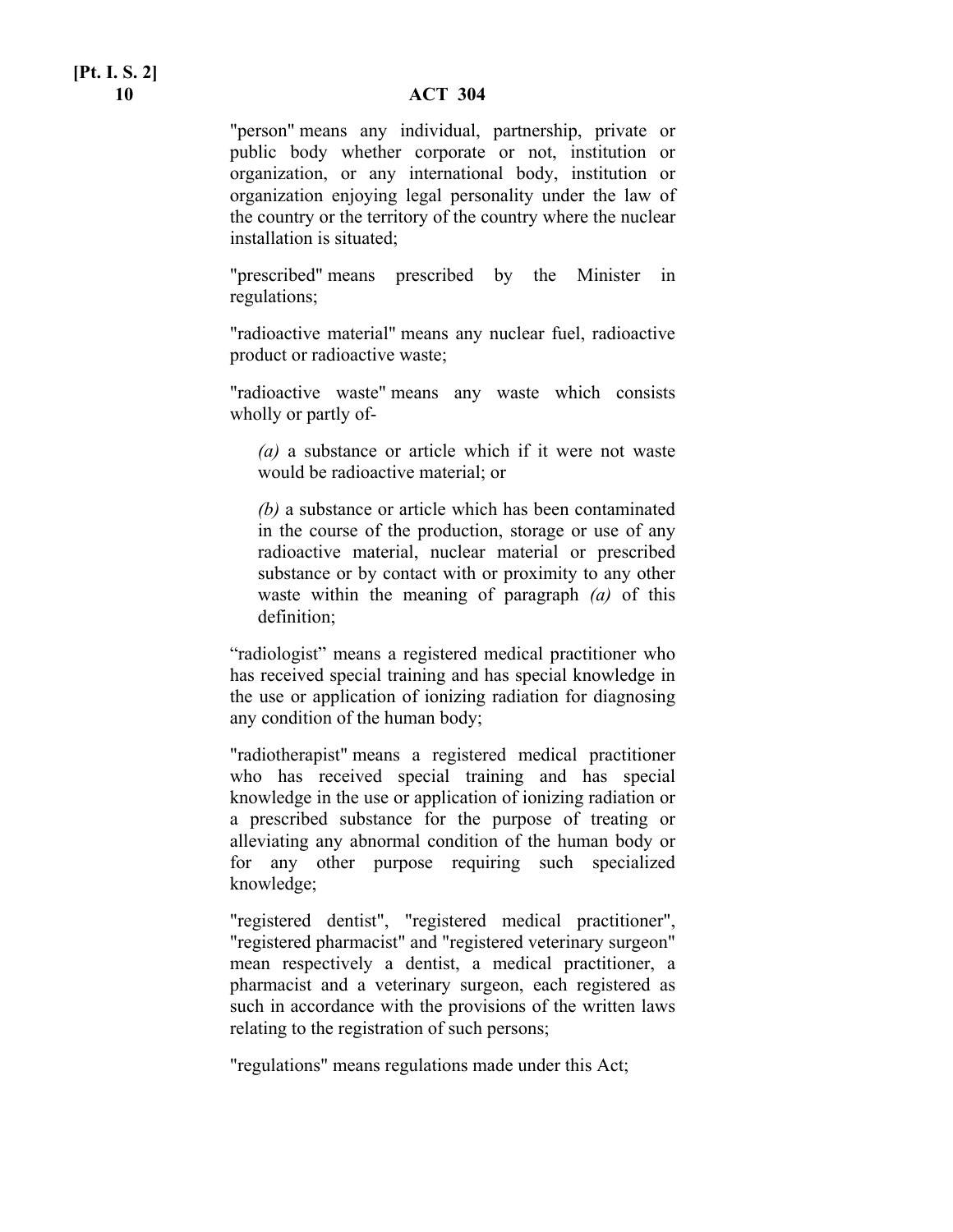"person" means any individual, partnership, private or public body whether corporate or not, institution or organization, or any international body, institution or organization enjoying legal personality under the law of the country or the territory of the country where the nuclear installation is situated;

"prescribed" means prescribed by the Minister in regulations;

"radioactive material" means any nuclear fuel, radioactive product or radioactive waste;

"radioactive waste" means any waste which consists wholly or partly of-

> *(a)* a substance or article which if it were not waste would be radioactive material; or
>
> *(b)* a substance or article which has been contaminated in the course of the production, storage or use of any radioactive material, nuclear material or prescribed substance or by contact with or proximity to any other waste within the meaning of paragraph *(a)* of this definition;

"radiologist" means a registered medical practitioner who has received special training and has special knowledge in the use or application of ionizing radiation for diagnosing any condition of the human body;

"radiotherapist" means a registered medical practitioner who has received special training and has special knowledge in the use or application of ionizing radiation or a prescribed substance for the purpose of treating or alleviating any abnormal condition of the human body or for any other purpose requiring such specialized knowledge;

"registered dentist", "registered medical practitioner", "registered pharmacist" and "registered veterinary surgeon" mean respectively a dentist, a medical practitioner, a pharmacist and a veterinary surgeon, each registered as such in accordance with the provisions of the written laws relating to the registration of such persons;

"regulations" means regulations made under this Act;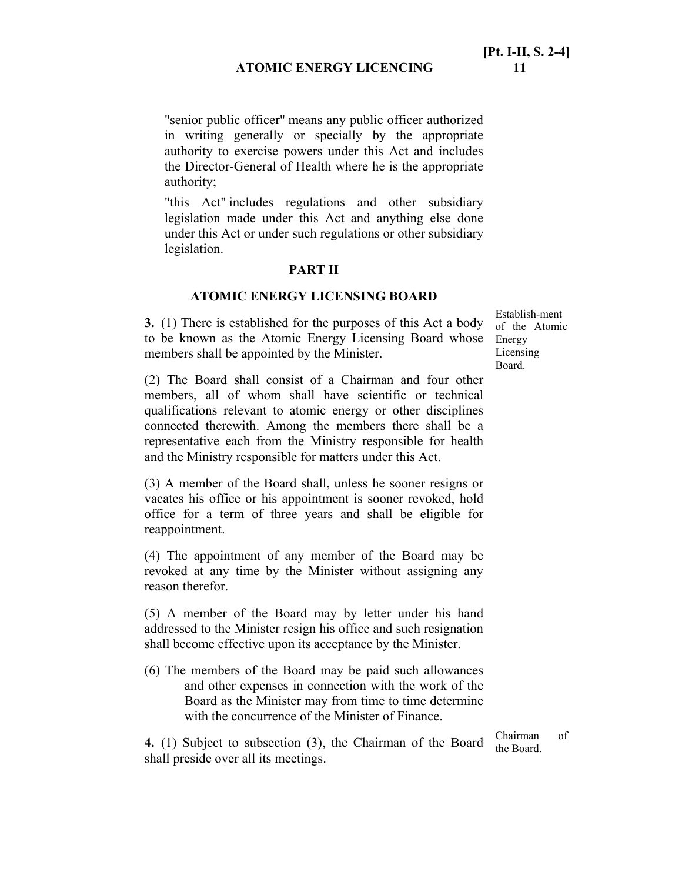"senior public officer" means any public officer authorized in writing generally or specially by the appropriate authority to exercise powers under this Act and includes the Director-General of Health where he is the appropriate authority;

"this Act" includes regulations and other subsidiary legislation made under this Act and anything else done under this Act or under such regulations or other subsidiary legislation.

## PART II

## ATOMIC ENERGY LICENSING BOARD

*Establish-ment of the Atomic Energy Licensing Board.*

**3.** (1) There is established for the purposes of this Act a body to be known as the Atomic Energy Licensing Board whose members shall be appointed by the Minister.

(2) The Board shall consist of a Chairman and four other members, all of whom shall have scientific or technical qualifications relevant to atomic energy or other disciplines connected therewith. Among the members there shall be a representative each from the Ministry responsible for health and the Ministry responsible for matters under this Act.

(3) A member of the Board shall, unless he sooner resigns or vacates his office or his appointment is sooner revoked, hold office for a term of three years and shall be eligible for reappointment.

(4) The appointment of any member of the Board may be revoked at any time by the Minister without assigning any reason therefor.

(5) A member of the Board may by letter under his hand addressed to the Minister resign his office and such resignation shall become effective upon its acceptance by the Minister.

(6) The members of the Board may be paid such allowances and other expenses in connection with the work of the Board as the Minister may from time to time determine with the concurrence of the Minister of Finance.

*Chairman of the Board.*

**4.** (1) Subject to subsection (3), the Chairman of the Board shall preside over all its meetings.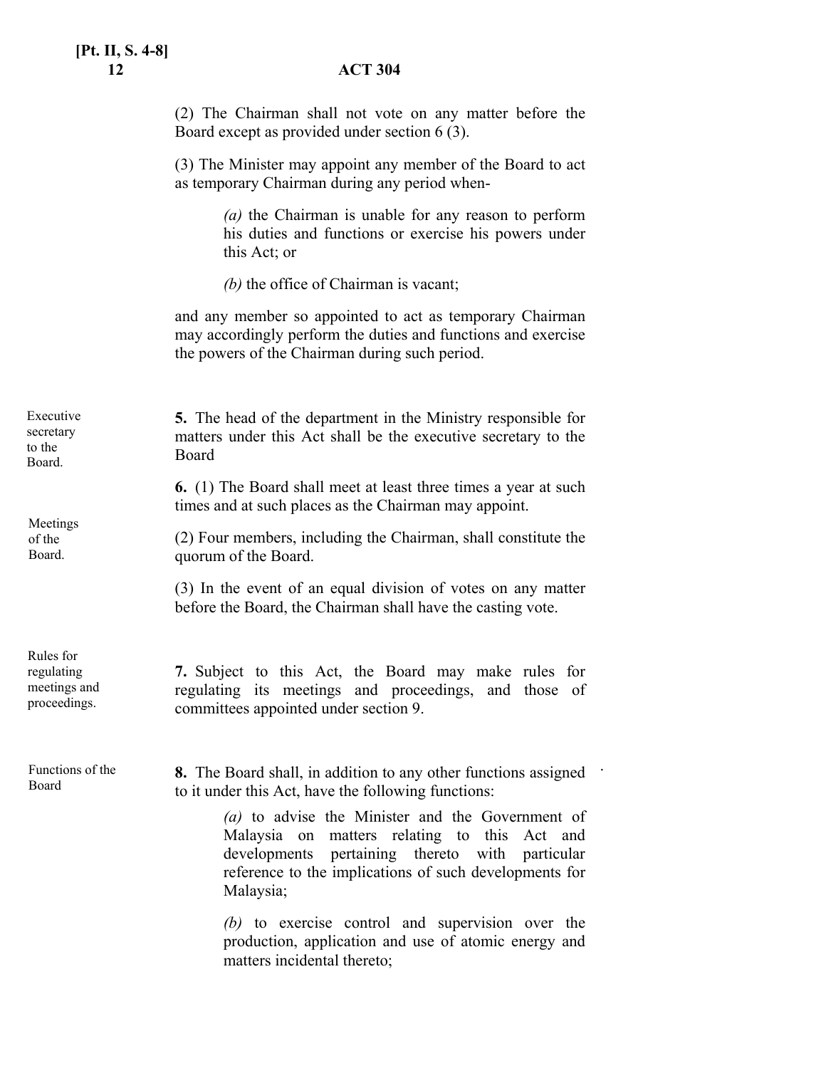(2) The Chairman shall not vote on any matter before the Board except as provided under section 6 (3).

(3) The Minister may appoint any member of the Board to act as temporary Chairman during any period when-

> *(a)* the Chairman is unable for any reason to perform his duties and functions or exercise his powers under this Act; or
>
> *(b)* the office of Chairman is vacant;

and any member so appointed to act as temporary Chairman may accordingly perform the duties and functions and exercise the powers of the Chairman during such period.

Executive secretary to the Board.

**5.** The head of the department in the Ministry responsible for matters under this Act shall be the executive secretary to the Board

Meetings of the Board.

**6.** (1) The Board shall meet at least three times a year at such times and at such places as the Chairman may appoint.

(2) Four members, including the Chairman, shall constitute the quorum of the Board.

(3) In the event of an equal division of votes on any matter before the Board, the Chairman shall have the casting vote.

Rules for regulating meetings and proceedings.

**7.** Subject to this Act, the Board may make rules for regulating its meetings and proceedings, and those of committees appointed under section 9.

Functions of the Board

**8.** The Board shall, in addition to any other functions assigned to it under this Act, have the following functions:

> *(a)* to advise the Minister and the Government of Malaysia on matters relating to this Act and developments pertaining thereto with particular reference to the implications of such developments for Malaysia;
>
> *(b)* to exercise control and supervision over the production, application and use of atomic energy and matters incidental thereto;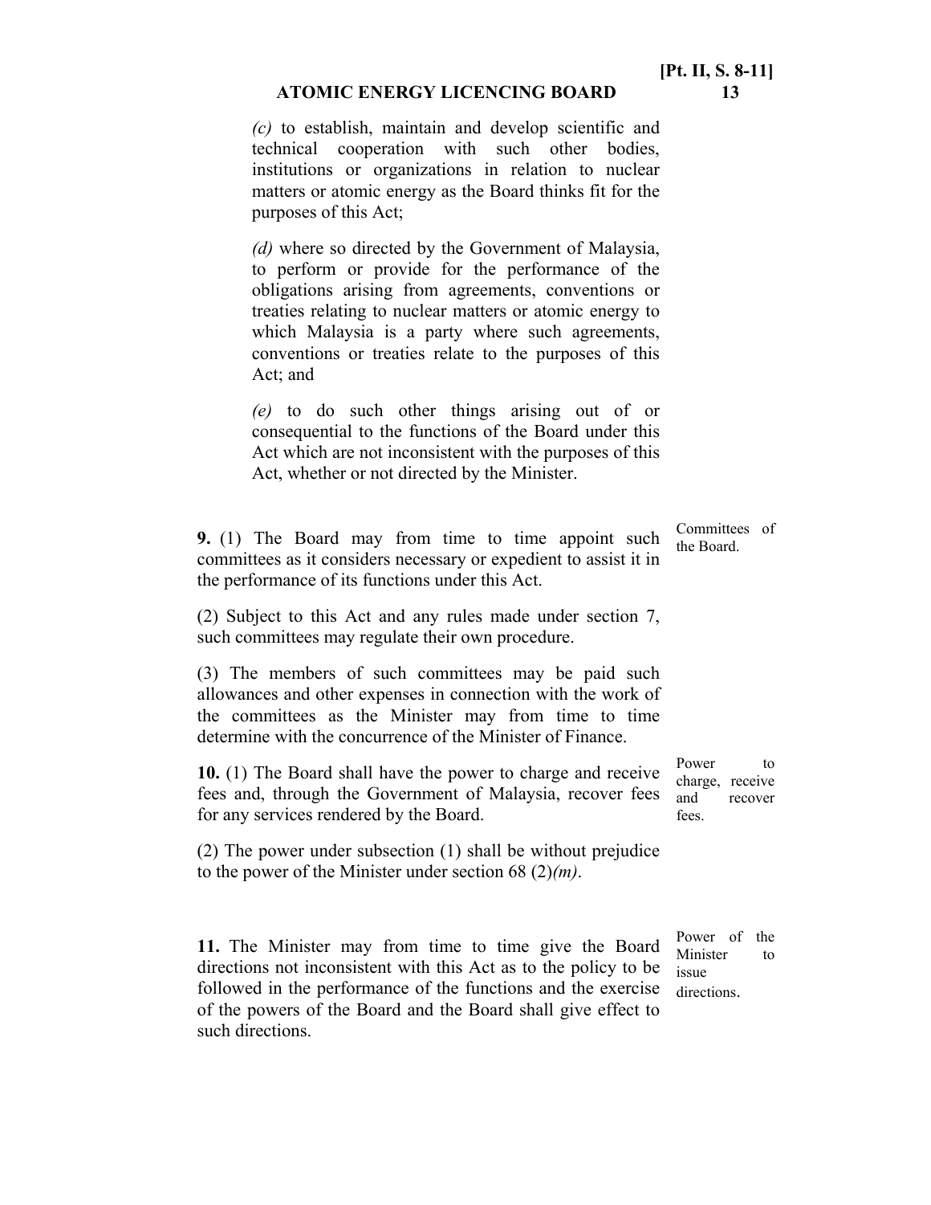*(c)* to establish, maintain and develop scientific and technical cooperation with such other bodies, institutions or organizations in relation to nuclear matters or atomic energy as the Board thinks fit for the purposes of this Act;

*(d)* where so directed by the Government of Malaysia, to perform or provide for the performance of the obligations arising from agreements, conventions or treaties relating to nuclear matters or atomic energy to which Malaysia is a party where such agreements, conventions or treaties relate to the purposes of this Act; and

*(e)* to do such other things arising out of or consequential to the functions of the Board under this Act which are not inconsistent with the purposes of this Act, whether or not directed by the Minister.

Committees of the Board.

**9.** (1) The Board may from time to time appoint such committees as it considers necessary or expedient to assist it in the performance of its functions under this Act.

(2) Subject to this Act and any rules made under section 7, such committees may regulate their own procedure.

(3) The members of such committees may be paid such allowances and other expenses in connection with the work of the committees as the Minister may from time to time determine with the concurrence of the Minister of Finance.

Power to charge, receive and recover fees.

**10.** (1) The Board shall have the power to charge and receive fees and, through the Government of Malaysia, recover fees for any services rendered by the Board.

(2) The power under subsection (1) shall be without prejudice to the power of the Minister under section 68 (2)*(m)*.

Power of the Minister to issue directions.

**11.** The Minister may from time to time give the Board directions not inconsistent with this Act as to the policy to be followed in the performance of the functions and the exercise of the powers of the Board and the Board shall give effect to such directions.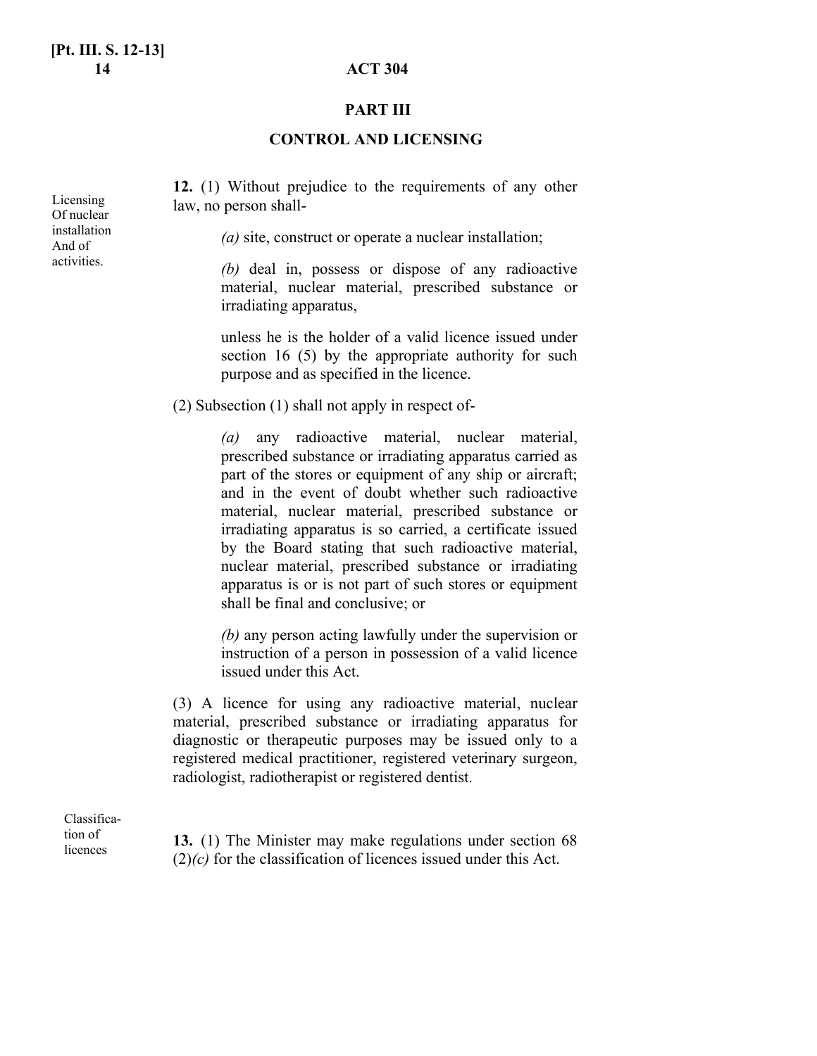## PART III

## CONTROL AND LICENSING

Licensing Of nuclear installation And of activities.

**12.** (1) Without prejudice to the requirements of any other law, no person shall-

*(a)* site, construct or operate a nuclear installation;

*(b)* deal in, possess or dispose of any radioactive material, nuclear material, prescribed substance or irradiating apparatus,

unless he is the holder of a valid licence issued under section 16 (5) by the appropriate authority for such purpose and as specified in the licence.

(2) Subsection (1) shall not apply in respect of-

*(a)* any radioactive material, nuclear material, prescribed substance or irradiating apparatus carried as part of the stores or equipment of any ship or aircraft; and in the event of doubt whether such radioactive material, nuclear material, prescribed substance or irradiating apparatus is so carried, a certificate issued by the Board stating that such radioactive material, nuclear material, prescribed substance or irradiating apparatus is or is not part of such stores or equipment shall be final and conclusive; or

*(b)* any person acting lawfully under the supervision or instruction of a person in possession of a valid licence issued under this Act.

(3) A licence for using any radioactive material, nuclear material, prescribed substance or irradiating apparatus for diagnostic or therapeutic purposes may be issued only to a registered medical practitioner, registered veterinary surgeon, radiologist, radiotherapist or registered dentist.

Classification of licences

**13.** (1) The Minister may make regulations under section 68 (2)*(c)* for the classification of licences issued under this Act.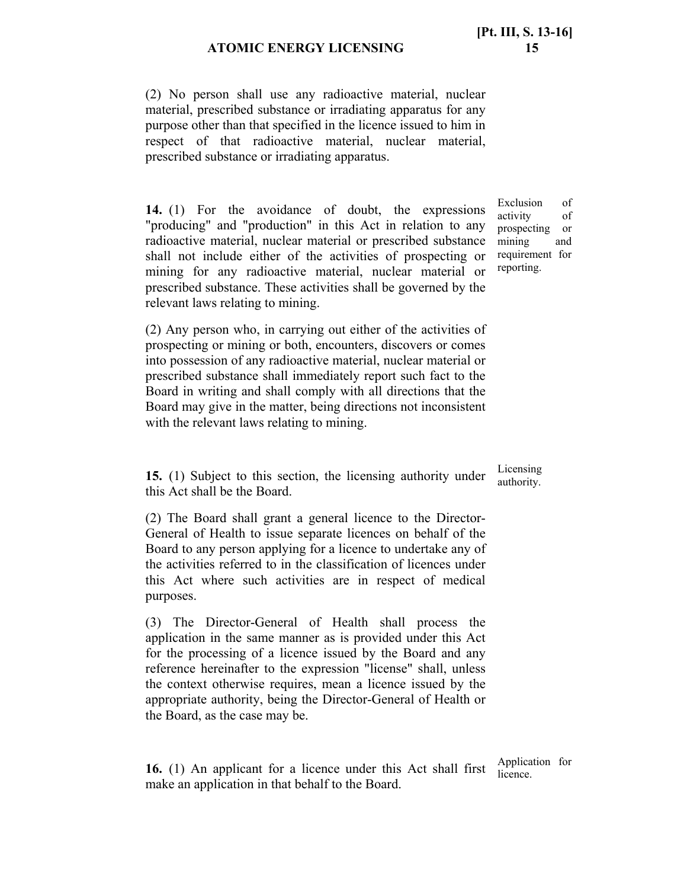(2) No person shall use any radioactive material, nuclear material, prescribed substance or irradiating apparatus for any purpose other than that specified in the licence issued to him in respect of that radioactive material, nuclear material, prescribed substance or irradiating apparatus.

Exclusion of activity of prospecting or mining and requirement for reporting.

**14.** (1) For the avoidance of doubt, the expressions "producing" and "production" in this Act in relation to any radioactive material, nuclear material or prescribed substance shall not include either of the activities of prospecting or mining for any radioactive material, nuclear material or prescribed substance. These activities shall be governed by the relevant laws relating to mining.

(2) Any person who, in carrying out either of the activities of prospecting or mining or both, encounters, discovers or comes into possession of any radioactive material, nuclear material or prescribed substance shall immediately report such fact to the Board in writing and shall comply with all directions that the Board may give in the matter, being directions not inconsistent with the relevant laws relating to mining.

Licensing authority.

**15.** (1) Subject to this section, the licensing authority under this Act shall be the Board.

(2) The Board shall grant a general licence to the Director-General of Health to issue separate licences on behalf of the Board to any person applying for a licence to undertake any of the activities referred to in the classification of licences under this Act where such activities are in respect of medical purposes.

(3) The Director-General of Health shall process the application in the same manner as is provided under this Act for the processing of a licence issued by the Board and any reference hereinafter to the expression "license" shall, unless the context otherwise requires, mean a licence issued by the appropriate authority, being the Director-General of Health or the Board, as the case may be.

Application for licence.

**16.** (1) An applicant for a licence under this Act shall first make an application in that behalf to the Board.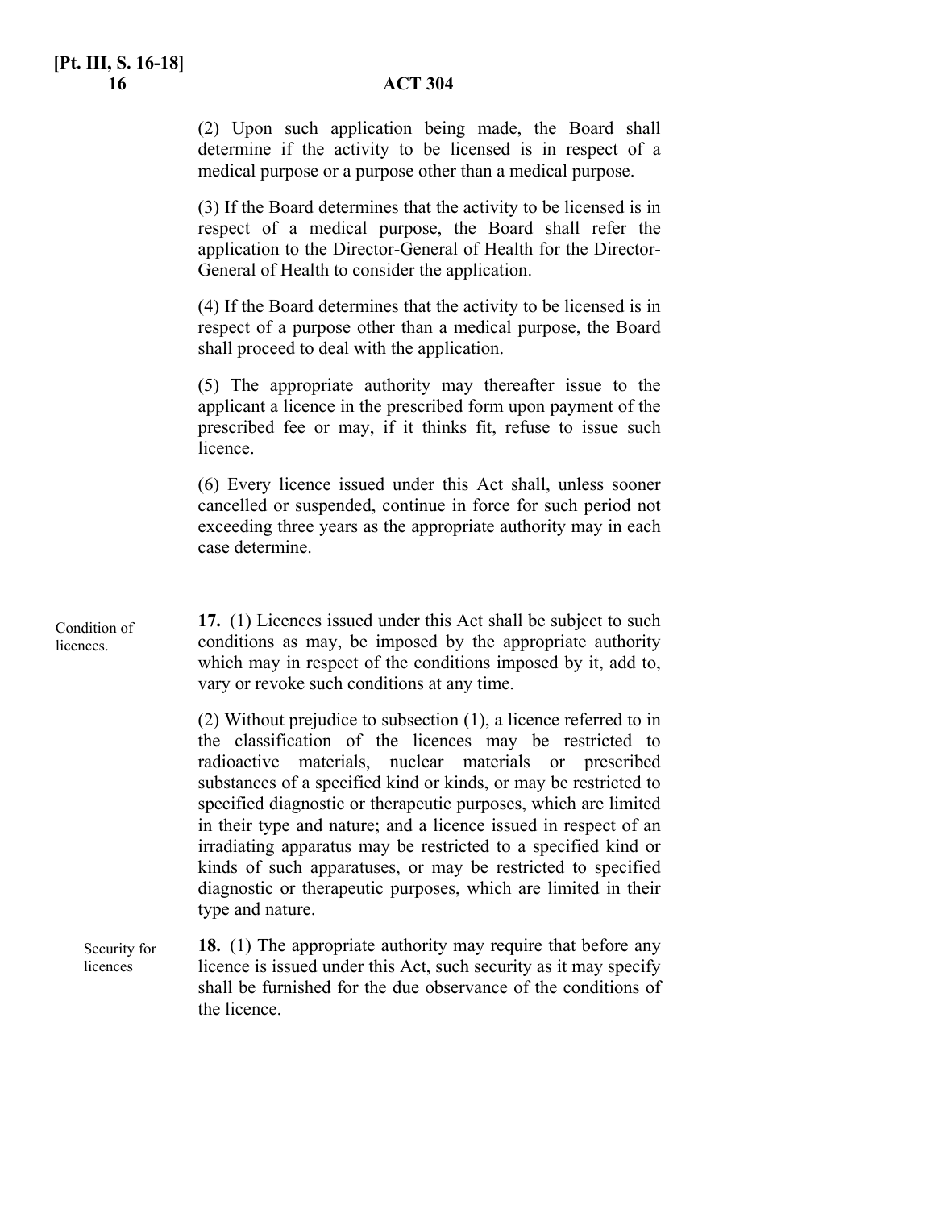(2) Upon such application being made, the Board shall determine if the activity to be licensed is in respect of a medical purpose or a purpose other than a medical purpose.

(3) If the Board determines that the activity to be licensed is in respect of a medical purpose, the Board shall refer the application to the Director-General of Health for the Director-General of Health to consider the application.

(4) If the Board determines that the activity to be licensed is in respect of a purpose other than a medical purpose, the Board shall proceed to deal with the application.

(5) The appropriate authority may thereafter issue to the applicant a licence in the prescribed form upon payment of the prescribed fee or may, if it thinks fit, refuse to issue such licence.

(6) Every licence issued under this Act shall, unless sooner cancelled or suspended, continue in force for such period not exceeding three years as the appropriate authority may in each case determine.

Condition of licences.

**17.** (1) Licences issued under this Act shall be subject to such conditions as may, be imposed by the appropriate authority which may in respect of the conditions imposed by it, add to, vary or revoke such conditions at any time.

(2) Without prejudice to subsection (1), a licence referred to in the classification of the licences may be restricted to radioactive materials, nuclear materials or prescribed substances of a specified kind or kinds, or may be restricted to specified diagnostic or therapeutic purposes, which are limited in their type and nature; and a licence issued in respect of an irradiating apparatus may be restricted to a specified kind or kinds of such apparatuses, or may be restricted to specified diagnostic or therapeutic purposes, which are limited in their type and nature.

Security for licences

**18.** (1) The appropriate authority may require that before any licence is issued under this Act, such security as it may specify shall be furnished for the due observance of the conditions of the licence.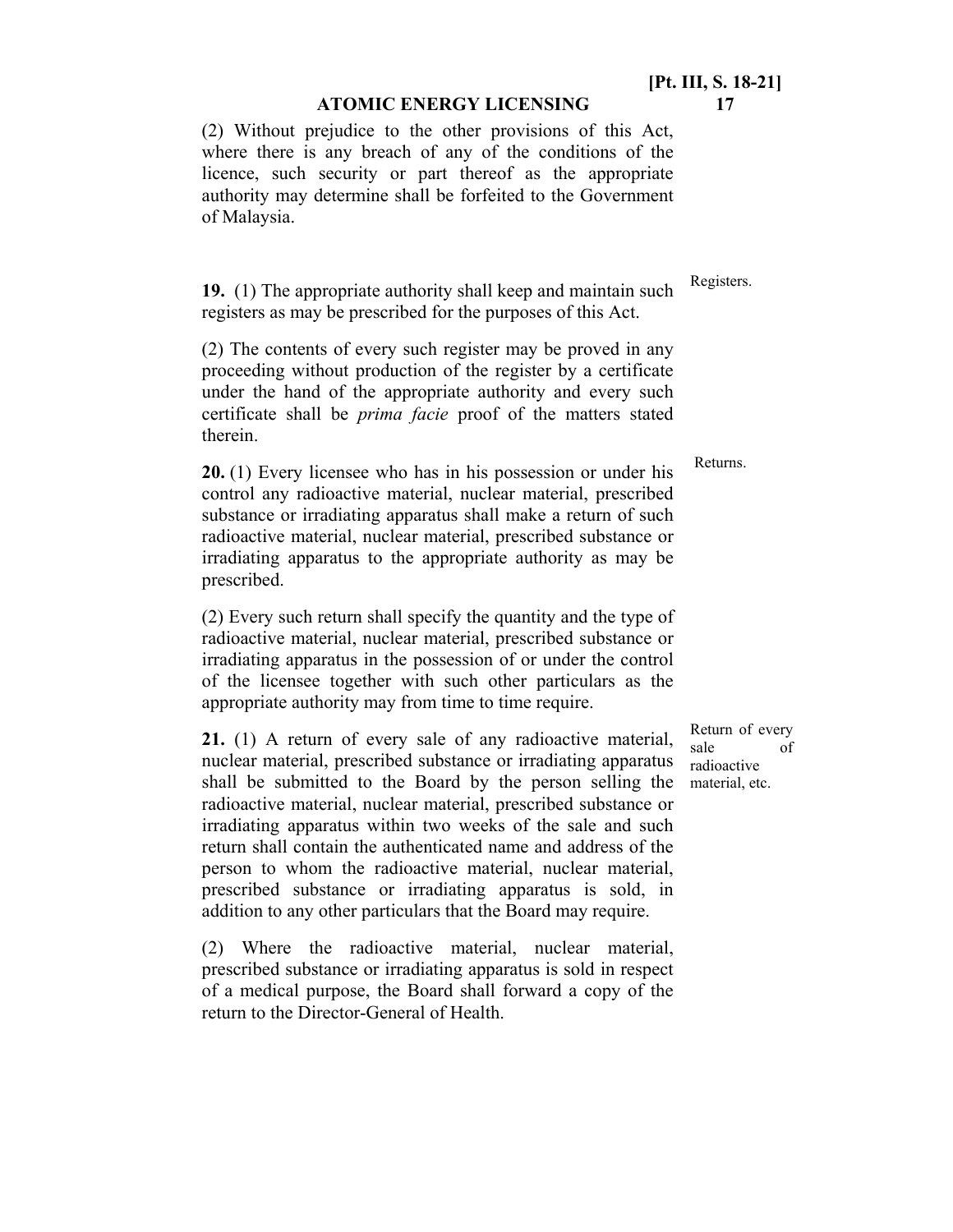(2) Without prejudice to the other provisions of this Act, where there is any breach of any of the conditions of the licence, such security or part thereof as the appropriate authority may determine shall be forfeited to the Government of Malaysia.

Registers.

**19.** (1) The appropriate authority shall keep and maintain such registers as may be prescribed for the purposes of this Act.

(2) The contents of every such register may be proved in any proceeding without production of the register by a certificate under the hand of the appropriate authority and every such certificate shall be *prima facie* proof of the matters stated therein.

Returns.

**20.** (1) Every licensee who has in his possession or under his control any radioactive material, nuclear material, prescribed substance or irradiating apparatus shall make a return of such radioactive material, nuclear material, prescribed substance or irradiating apparatus to the appropriate authority as may be prescribed.

(2) Every such return shall specify the quantity and the type of radioactive material, nuclear material, prescribed substance or irradiating apparatus in the possession of or under the control of the licensee together with such other particulars as the appropriate authority may from time to time require.

Return of every sale of radioactive material, etc.

**21.** (1) A return of every sale of any radioactive material, nuclear material, prescribed substance or irradiating apparatus shall be submitted to the Board by the person selling the radioactive material, nuclear material, prescribed substance or irradiating apparatus within two weeks of the sale and such return shall contain the authenticated name and address of the person to whom the radioactive material, nuclear material, prescribed substance or irradiating apparatus is sold, in addition to any other particulars that the Board may require.

(2) Where the radioactive material, nuclear material, prescribed substance or irradiating apparatus is sold in respect of a medical purpose, the Board shall forward a copy of the return to the Director-General of Health.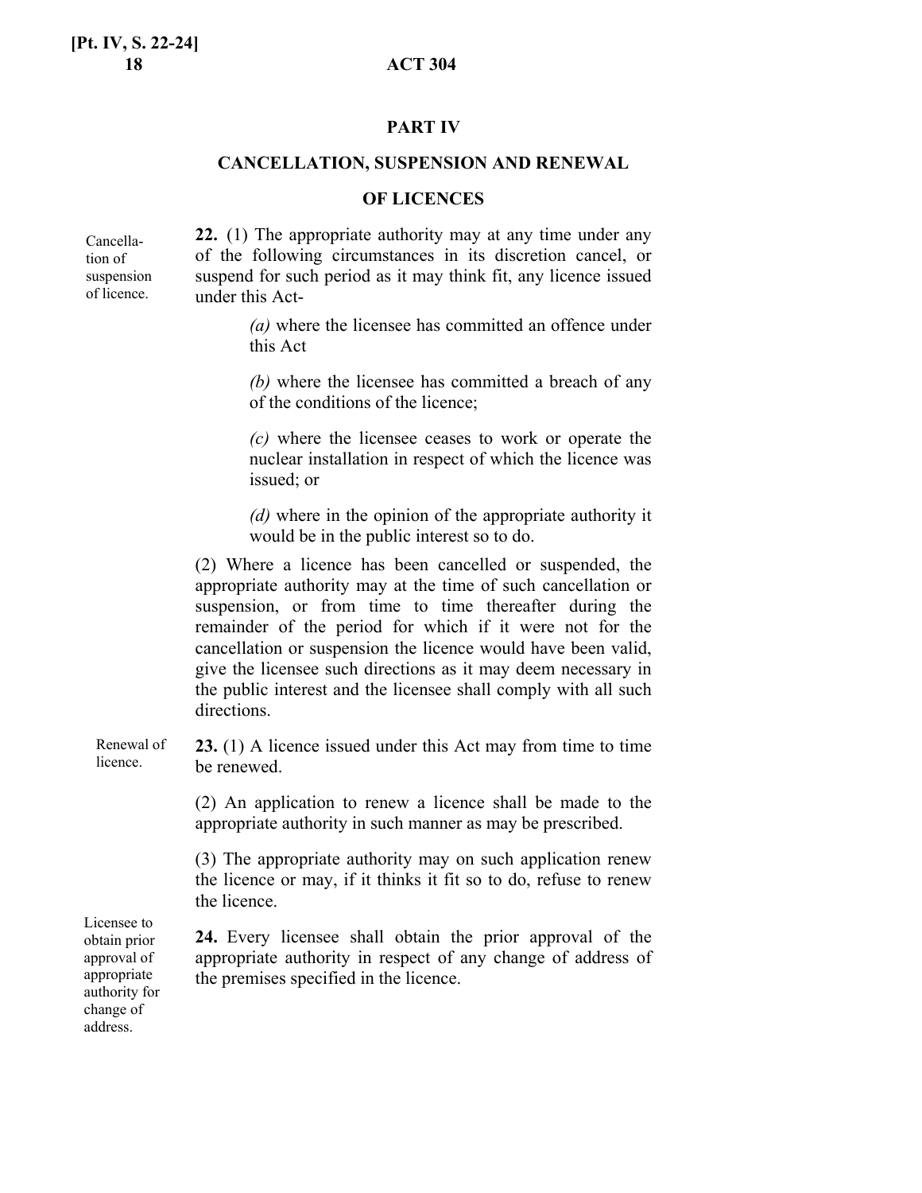## PART IV

## CANCELLATION, SUSPENSION AND RENEWAL OF LICENCES

Cancellation of suspension of licence.

**22.** (1) The appropriate authority may at any time under any of the following circumstances in its discretion cancel, or suspend for such period as it may think fit, any licence issued under this Act-

*(a)* where the licensee has committed an offence under this Act

*(b)* where the licensee has committed a breach of any of the conditions of the licence;

*(c)* where the licensee ceases to work or operate the nuclear installation in respect of which the licence was issued; or

*(d)* where in the opinion of the appropriate authority it would be in the public interest so to do.

(2) Where a licence has been cancelled or suspended, the appropriate authority may at the time of such cancellation or suspension, or from time to time thereafter during the remainder of the period for which if it were not for the cancellation or suspension the licence would have been valid, give the licensee such directions as it may deem necessary in the public interest and the licensee shall comply with all such directions.

Renewal of licence.

**23.** (1) A licence issued under this Act may from time to time be renewed.

(2) An application to renew a licence shall be made to the appropriate authority in such manner as may be prescribed.

(3) The appropriate authority may on such application renew the licence or may, if it thinks it fit so to do, refuse to renew the licence.

Licensee to obtain prior approval of appropriate authority for change of address.

**24.** Every licensee shall obtain the prior approval of the appropriate authority in respect of any change of address of the premises specified in the licence.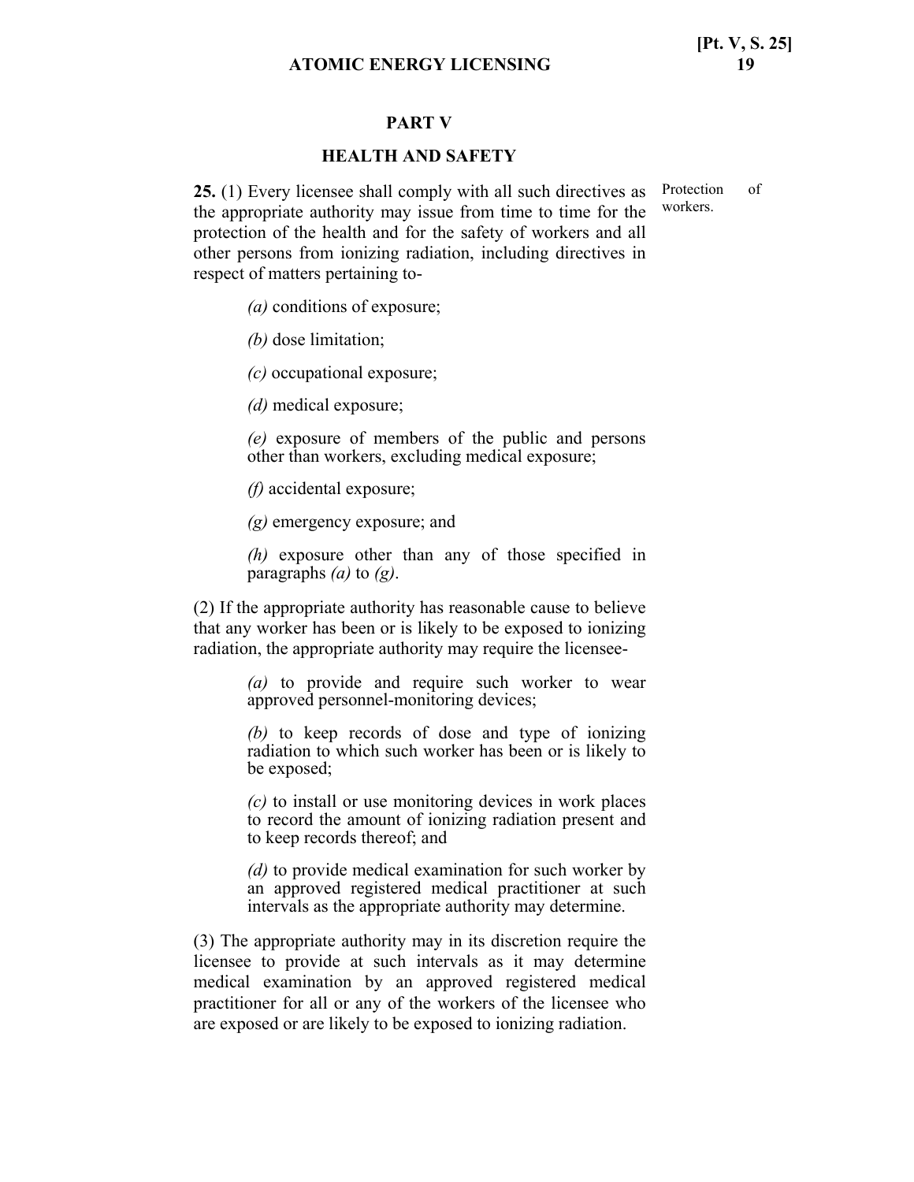## PART V

## HEALTH AND SAFETY

**25.** (1) Every licensee shall comply with all such directives as the appropriate authority may issue from time to time for the protection of the health and for the safety of workers and all other persons from ionizing radiation, including directives in respect of matters pertaining to-

Protection of workers.

*(a)* conditions of exposure;

*(b)* dose limitation;

*(c)* occupational exposure;

*(d)* medical exposure;

*(e)* exposure of members of the public and persons other than workers, excluding medical exposure;

*(f)* accidental exposure;

*(g)* emergency exposure; and

*(h)* exposure other than any of those specified in paragraphs *(a)* to *(g)*.

(2) If the appropriate authority has reasonable cause to believe that any worker has been or is likely to be exposed to ionizing radiation, the appropriate authority may require the licensee-

*(a)* to provide and require such worker to wear approved personnel-monitoring devices;

*(b)* to keep records of dose and type of ionizing radiation to which such worker has been or is likely to be exposed;

*(c)* to install or use monitoring devices in work places to record the amount of ionizing radiation present and to keep records thereof; and

*(d)* to provide medical examination for such worker by an approved registered medical practitioner at such intervals as the appropriate authority may determine.

(3) The appropriate authority may in its discretion require the licensee to provide at such intervals as it may determine medical examination by an approved registered medical practitioner for all or any of the workers of the licensee who are exposed or are likely to be exposed to ionizing radiation.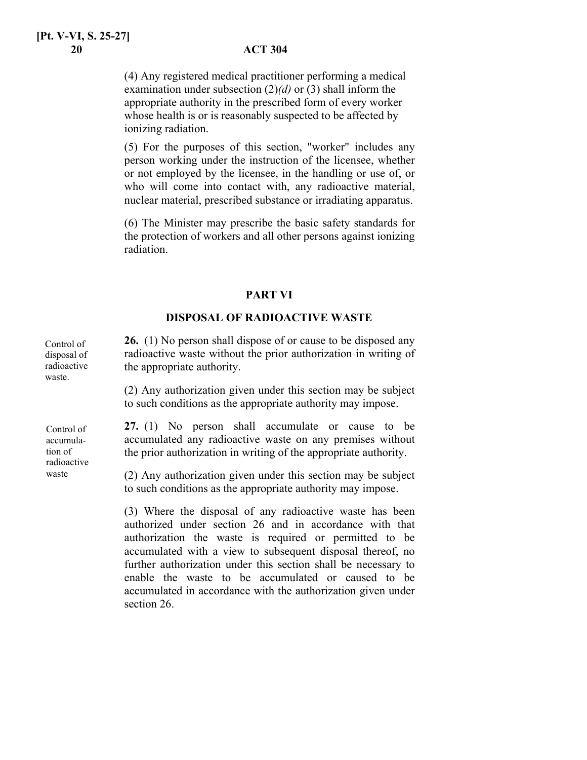(4) Any registered medical practitioner performing a medical examination under subsection (2)*(d)* or (3) shall inform the appropriate authority in the prescribed form of every worker whose health is or is reasonably suspected to be affected by ionizing radiation.

(5) For the purposes of this section, "worker" includes any person working under the instruction of the licensee, whether or not employed by the licensee, in the handling or use of, or who will come into contact with, any radioactive material, nuclear material, prescribed substance or irradiating apparatus.

(6) The Minister may prescribe the basic safety standards for the protection of workers and all other persons against ionizing radiation.

## PART VI

## DISPOSAL OF RADIOACTIVE WASTE

*Control of disposal of radioactive waste.*

**26.** (1) No person shall dispose of or cause to be disposed any radioactive waste without the prior authorization in writing of the appropriate authority.

(2) Any authorization given under this section may be subject to such conditions as the appropriate authority may impose.

*Control of accumulation of radioactive waste*

**27.** (1) No person shall accumulate or cause to be accumulated any radioactive waste on any premises without the prior authorization in writing of the appropriate authority.

(2) Any authorization given under this section may be subject to such conditions as the appropriate authority may impose.

(3) Where the disposal of any radioactive waste has been authorized under section 26 and in accordance with that authorization the waste is required or permitted to be accumulated with a view to subsequent disposal thereof, no further authorization under this section shall be necessary to enable the waste to be accumulated or caused to be accumulated in accordance with the authorization given under section 26.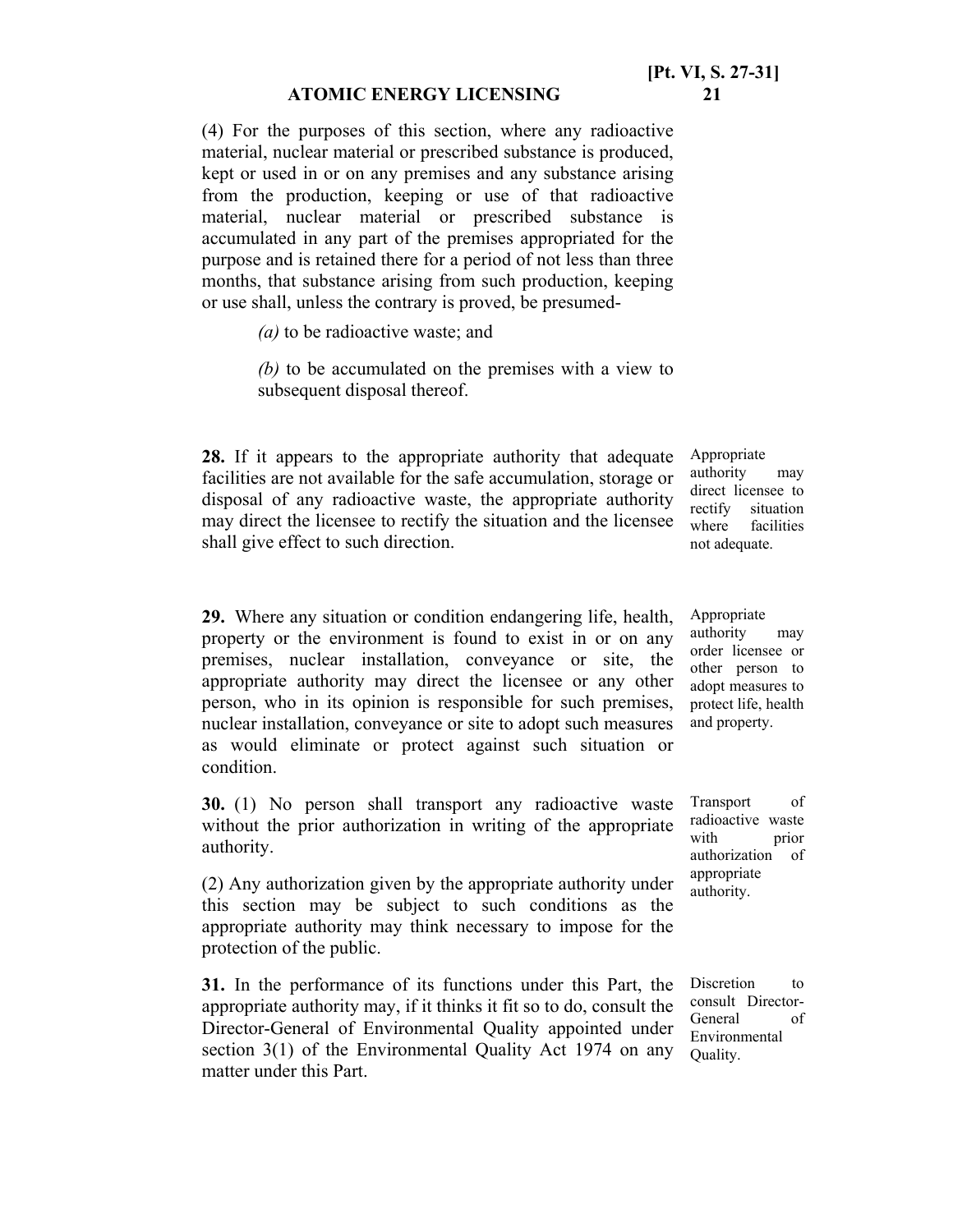(4) For the purposes of this section, where any radioactive material, nuclear material or prescribed substance is produced, kept or used in or on any premises and any substance arising from the production, keeping or use of that radioactive material, nuclear material or prescribed substance is accumulated in any part of the premises appropriated for the purpose and is retained there for a period of not less than three months, that substance arising from such production, keeping or use shall, unless the contrary is proved, be presumed-

*(a)* to be radioactive waste; and

*(b)* to be accumulated on the premises with a view to subsequent disposal thereof.

*Appropriate authority may direct licensee to rectify situation where facilities not adequate.*

**28.** If it appears to the appropriate authority that adequate facilities are not available for the safe accumulation, storage or disposal of any radioactive waste, the appropriate authority may direct the licensee to rectify the situation and the licensee shall give effect to such direction.

*Appropriate authority may order licensee or other person to adopt measures to protect life, health and property.*

**29.** Where any situation or condition endangering life, health, property or the environment is found to exist in or on any premises, nuclear installation, conveyance or site, the appropriate authority may direct the licensee or any other person, who in its opinion is responsible for such premises, nuclear installation, conveyance or site to adopt such measures as would eliminate or protect against such situation or condition.

*Transport of radioactive waste with prior authorization of appropriate authority.*

**30.** (1) No person shall transport any radioactive waste without the prior authorization in writing of the appropriate authority.

(2) Any authorization given by the appropriate authority under this section may be subject to such conditions as the appropriate authority may think necessary to impose for the protection of the public.

*Discretion to consult Director-General of Environmental Quality.*

**31.** In the performance of its functions under this Part, the appropriate authority may, if it thinks it fit so to do, consult the Director-General of Environmental Quality appointed under section 3(1) of the Environmental Quality Act 1974 on any matter under this Part.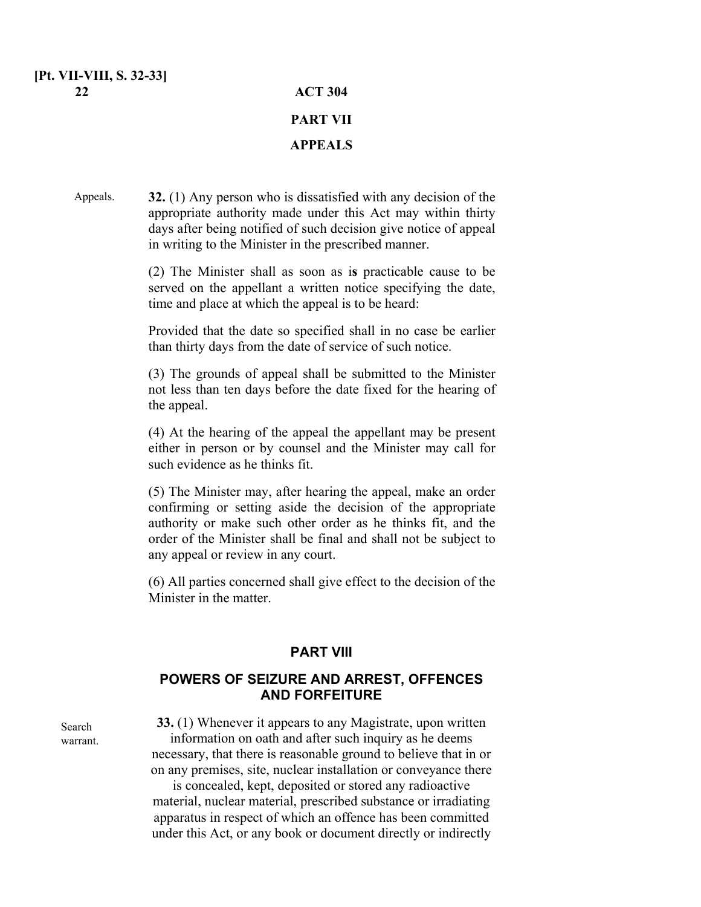## PART VII

## APPEALS

Appeals.

**32.** (1) Any person who is dissatisfied with any decision of the appropriate authority made under this Act may within thirty days after being notified of such decision give notice of appeal in writing to the Minister in the prescribed manner.

(2) The Minister shall as soon as is practicable cause to be served on the appellant a written notice specifying the date, time and place at which the appeal is to be heard:

Provided that the date so specified shall in no case be earlier than thirty days from the date of service of such notice.

(3) The grounds of appeal shall be submitted to the Minister not less than ten days before the date fixed for the hearing of the appeal.

(4) At the hearing of the appeal the appellant may be present either in person or by counsel and the Minister may call for such evidence as he thinks fit.

(5) The Minister may, after hearing the appeal, make an order confirming or setting aside the decision of the appropriate authority or make such other order as he thinks fit, and the order of the Minister shall be final and shall not be subject to any appeal or review in any court.

(6) All parties concerned shall give effect to the decision of the Minister in the matter.

## PART VIII

## POWERS OF SEIZURE AND ARREST, OFFENCES AND FORFEITURE

Search warrant.

**33.** (1) Whenever it appears to any Magistrate, upon written information on oath and after such inquiry as he deems necessary, that there is reasonable ground to believe that in or on any premises, site, nuclear installation or conveyance there is concealed, kept, deposited or stored any radioactive material, nuclear material, prescribed substance or irradiating apparatus in respect of which an offence has been committed under this Act, or any book or document directly or indirectly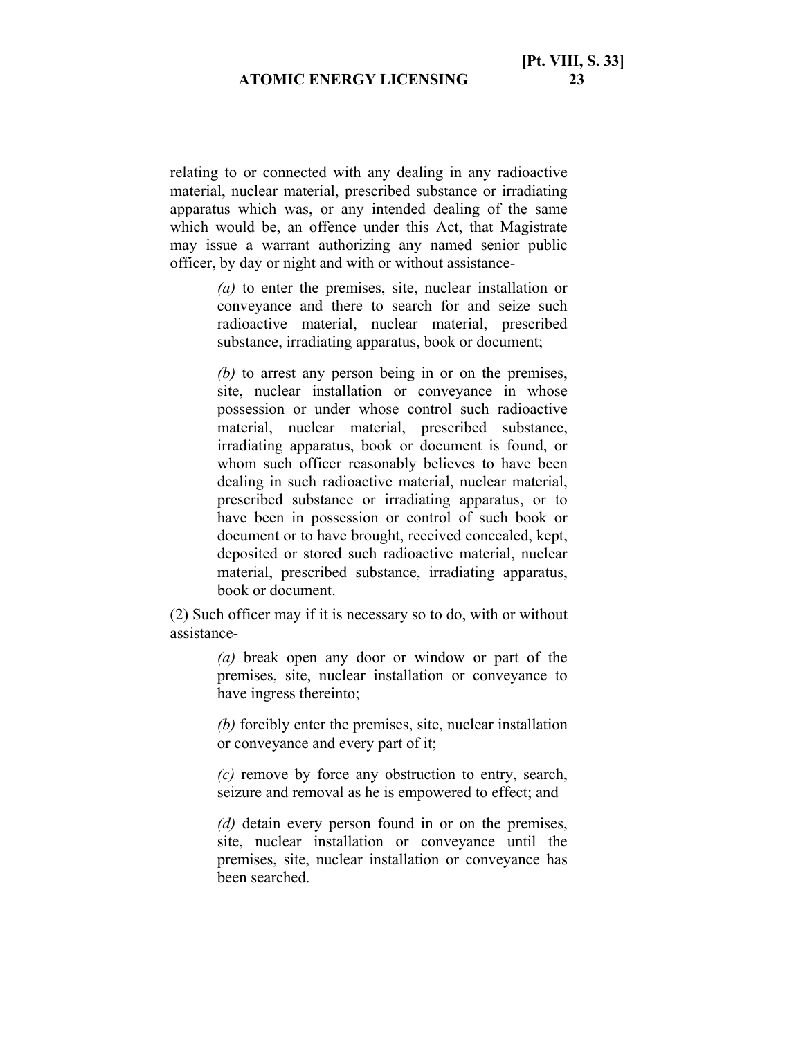relating to or connected with any dealing in any radioactive material, nuclear material, prescribed substance or irradiating apparatus which was, or any intended dealing of the same which would be, an offence under this Act, that Magistrate may issue a warrant authorizing any named senior public officer, by day or night and with or without assistance-

> *(a)* to enter the premises, site, nuclear installation or conveyance and there to search for and seize such radioactive material, nuclear material, prescribed substance, irradiating apparatus, book or document;
>
> *(b)* to arrest any person being in or on the premises, site, nuclear installation or conveyance in whose possession or under whose control such radioactive material, nuclear material, prescribed substance, irradiating apparatus, book or document is found, or whom such officer reasonably believes to have been dealing in such radioactive material, nuclear material, prescribed substance or irradiating apparatus, or to have been in possession or control of such book or document or to have brought, received concealed, kept, deposited or stored such radioactive material, nuclear material, prescribed substance, irradiating apparatus, book or document.

(2) Such officer may if it is necessary so to do, with or without assistance-

> *(a)* break open any door or window or part of the premises, site, nuclear installation or conveyance to have ingress thereinto;
>
> *(b)* forcibly enter the premises, site, nuclear installation or conveyance and every part of it;
>
> *(c)* remove by force any obstruction to entry, search, seizure and removal as he is empowered to effect; and
>
> *(d)* detain every person found in or on the premises, site, nuclear installation or conveyance until the premises, site, nuclear installation or conveyance has been searched.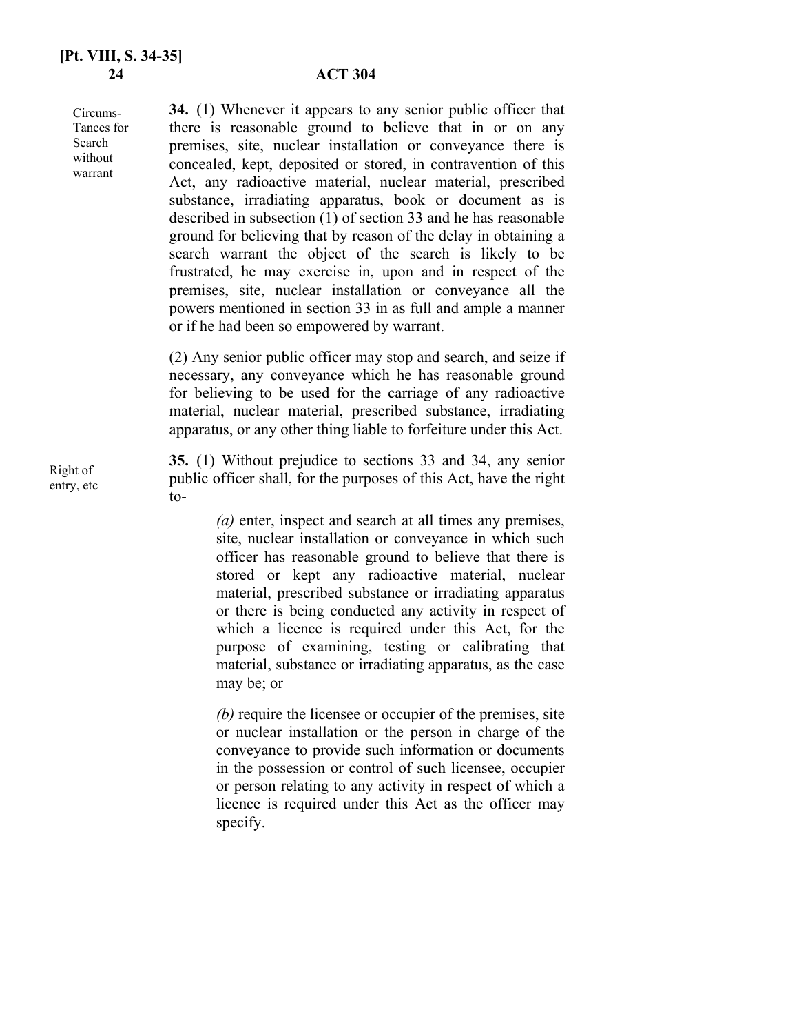**Circumstances for Search without warrant**

**34.** (1) Whenever it appears to any senior public officer that there is reasonable ground to believe that in or on any premises, site, nuclear installation or conveyance there is concealed, kept, deposited or stored, in contravention of this Act, any radioactive material, nuclear material, prescribed substance, irradiating apparatus, book or document as is described in subsection (1) of section 33 and he has reasonable ground for believing that by reason of the delay in obtaining a search warrant the object of the search is likely to be frustrated, he may exercise in, upon and in respect of the premises, site, nuclear installation or conveyance all the powers mentioned in section 33 in as full and ample a manner or if he had been so empowered by warrant.

(2) Any senior public officer may stop and search, and seize if necessary, any conveyance which he has reasonable ground for believing to be used for the carriage of any radioactive material, nuclear material, prescribed substance, irradiating apparatus, or any other thing liable to forfeiture under this Act.

**Right of entry, etc**

**35.** (1) Without prejudice to sections 33 and 34, any senior public officer shall, for the purposes of this Act, have the right to-

*(a)* enter, inspect and search at all times any premises, site, nuclear installation or conveyance in which such officer has reasonable ground to believe that there is stored or kept any radioactive material, nuclear material, prescribed substance or irradiating apparatus or there is being conducted any activity in respect of which a licence is required under this Act, for the purpose of examining, testing or calibrating that material, substance or irradiating apparatus, as the case may be; or

*(b)* require the licensee or occupier of the premises, site or nuclear installation or the person in charge of the conveyance to provide such information or documents in the possession or control of such licensee, occupier or person relating to any activity in respect of which a licence is required under this Act as the officer may specify.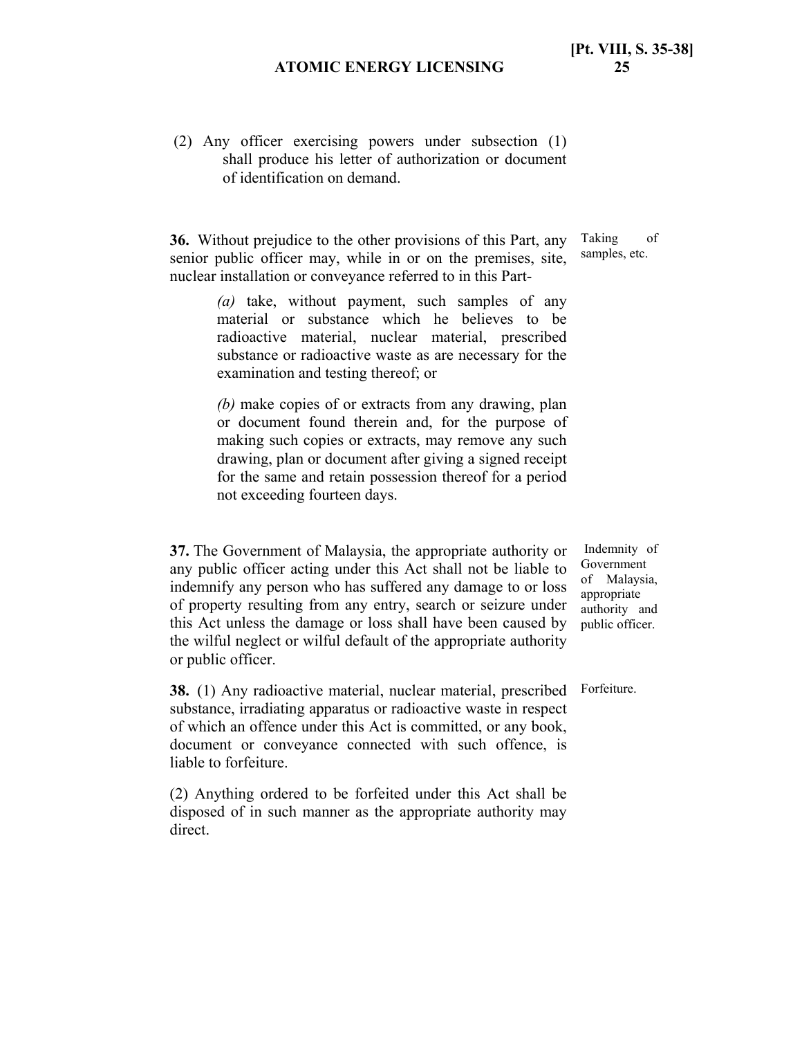(2) Any officer exercising powers under subsection (1) shall produce his letter of authorization or document of identification on demand.

Taking of samples, etc.

**36.** Without prejudice to the other provisions of this Part, any senior public officer may, while in or on the premises, site, nuclear installation or conveyance referred to in this Part-

*(a)* take, without payment, such samples of any material or substance which he believes to be radioactive material, nuclear material, prescribed substance or radioactive waste as are necessary for the examination and testing thereof; or

*(b)* make copies of or extracts from any drawing, plan or document found therein and, for the purpose of making such copies or extracts, may remove any such drawing, plan or document after giving a signed receipt for the same and retain possession thereof for a period not exceeding fourteen days.

Indemnity of Government of Malaysia, appropriate authority and public officer.

**37.** The Government of Malaysia, the appropriate authority or any public officer acting under this Act shall not be liable to indemnify any person who has suffered any damage to or loss of property resulting from any entry, search or seizure under this Act unless the damage or loss shall have been caused by the wilful neglect or wilful default of the appropriate authority or public officer.

Forfeiture.

**38.** (1) Any radioactive material, nuclear material, prescribed substance, irradiating apparatus or radioactive waste in respect of which an offence under this Act is committed, or any book, document or conveyance connected with such offence, is liable to forfeiture.

(2) Anything ordered to be forfeited under this Act shall be disposed of in such manner as the appropriate authority may direct.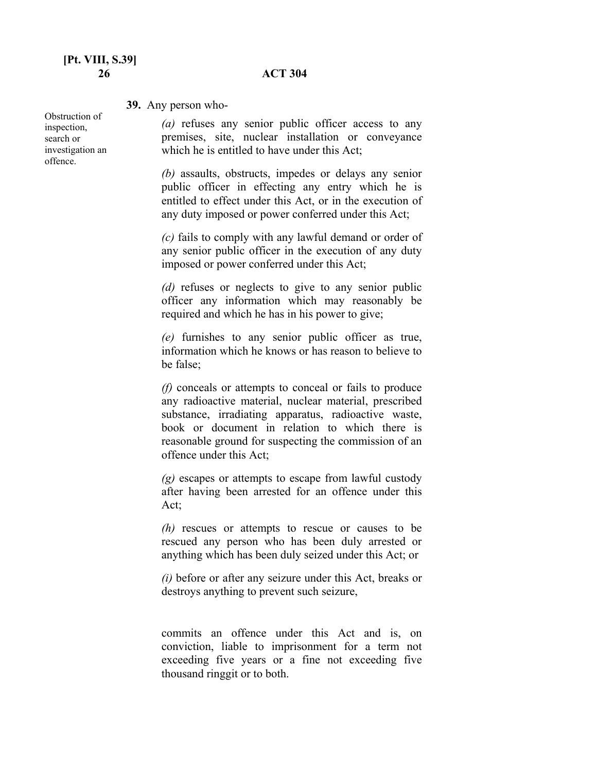Obstruction of inspection, search or investigation an offence.

**39.** Any person who-

*(a)* refuses any senior public officer access to any premises, site, nuclear installation or conveyance which he is entitled to have under this Act;

*(b)* assaults, obstructs, impedes or delays any senior public officer in effecting any entry which he is entitled to effect under this Act, or in the execution of any duty imposed or power conferred under this Act;

*(c)* fails to comply with any lawful demand or order of any senior public officer in the execution of any duty imposed or power conferred under this Act;

*(d)* refuses or neglects to give to any senior public officer any information which may reasonably be required and which he has in his power to give;

*(e)* furnishes to any senior public officer as true, information which he knows or has reason to believe to be false;

*(f)* conceals or attempts to conceal or fails to produce any radioactive material, nuclear material, prescribed substance, irradiating apparatus, radioactive waste, book or document in relation to which there is reasonable ground for suspecting the commission of an offence under this Act;

*(g)* escapes or attempts to escape from lawful custody after having been arrested for an offence under this Act;

*(h)* rescues or attempts to rescue or causes to be rescued any person who has been duly arrested or anything which has been duly seized under this Act; or

*(i)* before or after any seizure under this Act, breaks or destroys anything to prevent such seizure,

commits an offence under this Act and is, on conviction, liable to imprisonment for a term not exceeding five years or a fine not exceeding five thousand ringgit or to both.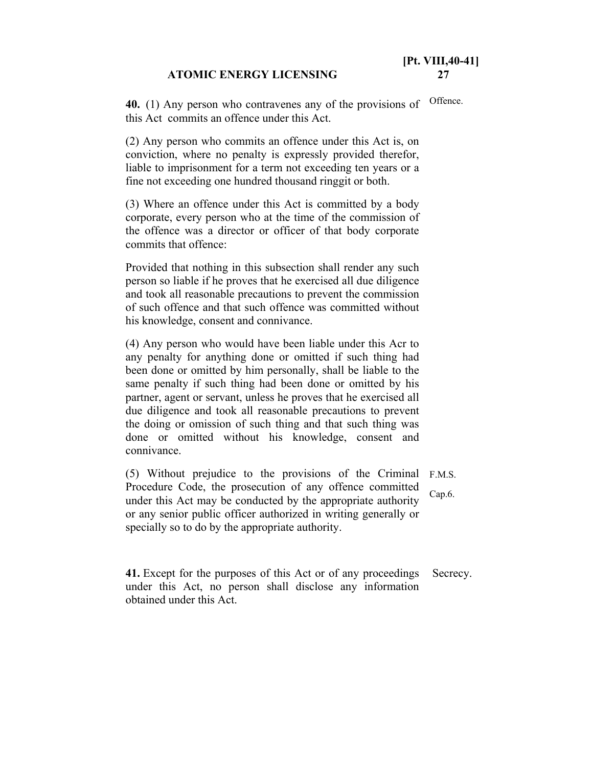**40.** (1) Any person who contravenes any of the provisions of this Act commits an offence under this Act. Offence.

(2) Any person who commits an offence under this Act is, on conviction, where no penalty is expressly provided therefor, liable to imprisonment for a term not exceeding ten years or a fine not exceeding one hundred thousand ringgit or both.

(3) Where an offence under this Act is committed by a body corporate, every person who at the time of the commission of the offence was a director or officer of that body corporate commits that offence:

Provided that nothing in this subsection shall render any such person so liable if he proves that he exercised all due diligence and took all reasonable precautions to prevent the commission of such offence and that such offence was committed without his knowledge, consent and connivance.

(4) Any person who would have been liable under this Acr to any penalty for anything done or omitted if such thing had been done or omitted by him personally, shall be liable to the same penalty if such thing had been done or omitted by his partner, agent or servant, unless he proves that he exercised all due diligence and took all reasonable precautions to prevent the doing or omission of such thing and that such thing was done or omitted without his knowledge, consent and connivance.

(5) Without prejudice to the provisions of the Criminal Procedure Code, the prosecution of any offence committed under this Act may be conducted by the appropriate authority or any senior public officer authorized in writing generally or specially so to do by the appropriate authority. F.M.S. Cap.6.

**41.** Except for the purposes of this Act or of any proceedings under this Act, no person shall disclose any information obtained under this Act. Secrecy.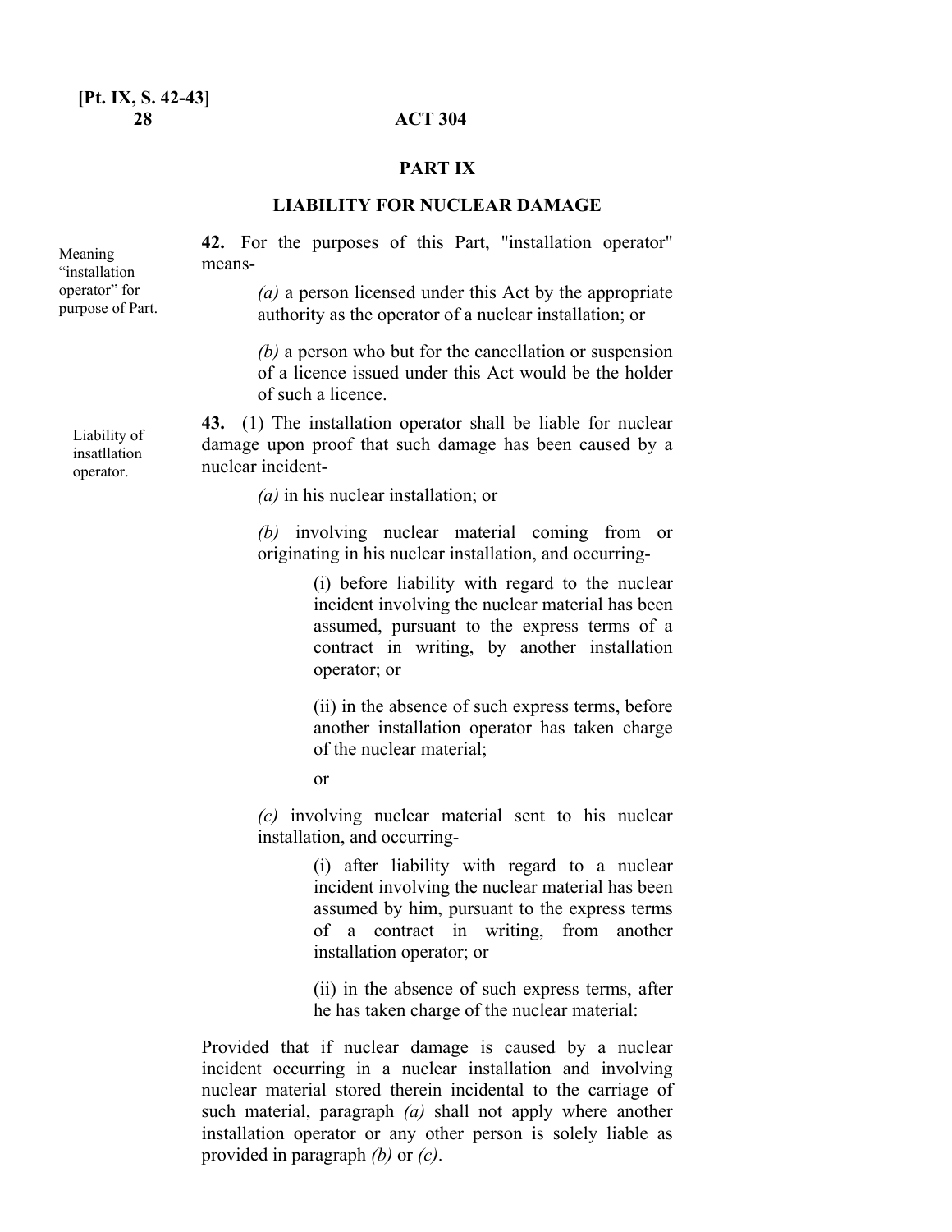## PART IX

## LIABILITY FOR NUCLEAR DAMAGE

Meaning "installation operator" for purpose of Part.

**42.** For the purposes of this Part, "installation operator" means-

*(a)* a person licensed under this Act by the appropriate authority as the operator of a nuclear installation; or

*(b)* a person who but for the cancellation or suspension of a licence issued under this Act would be the holder of such a licence.

Liability of insatllation operator.

**43.** (1) The installation operator shall be liable for nuclear damage upon proof that such damage has been caused by a nuclear incident-

*(a)* in his nuclear installation; or

*(b)* involving nuclear material coming from or originating in his nuclear installation, and occurring-

(i) before liability with regard to the nuclear incident involving the nuclear material has been assumed, pursuant to the express terms of a contract in writing, by another installation operator; or

(ii) in the absence of such express terms, before another installation operator has taken charge of the nuclear material;

or

*(c)* involving nuclear material sent to his nuclear installation, and occurring-

(i) after liability with regard to a nuclear incident involving the nuclear material has been assumed by him, pursuant to the express terms of a contract in writing, from another installation operator; or

(ii) in the absence of such express terms, after he has taken charge of the nuclear material:

Provided that if nuclear damage is caused by a nuclear incident occurring in a nuclear installation and involving nuclear material stored therein incidental to the carriage of such material, paragraph *(a)* shall not apply where another installation operator or any other person is solely liable as provided in paragraph *(b)* or *(c)*.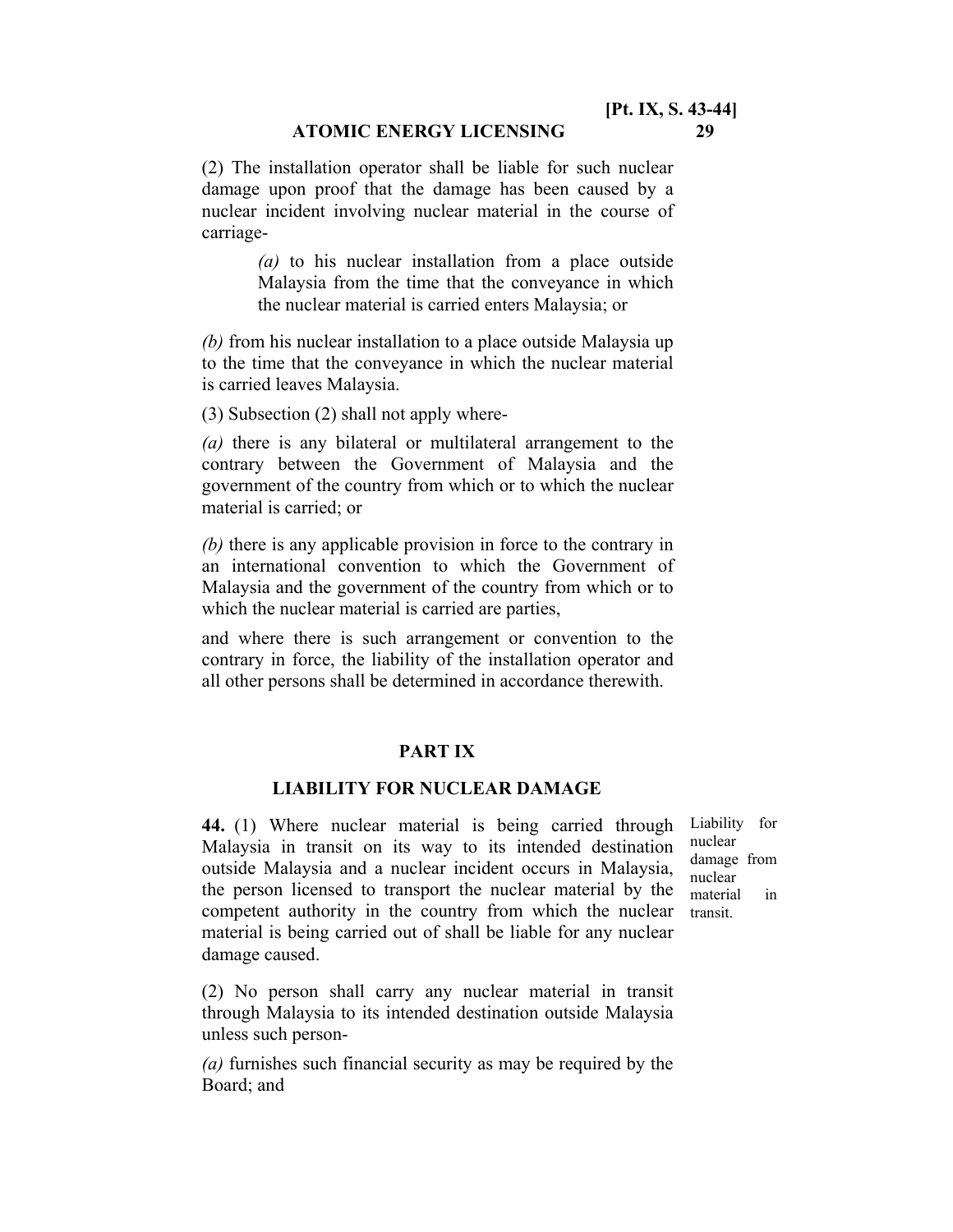(2) The installation operator shall be liable for such nuclear damage upon proof that the damage has been caused by a nuclear incident involving nuclear material in the course of carriage-

> *(a)* to his nuclear installation from a place outside Malaysia from the time that the conveyance in which the nuclear material is carried enters Malaysia; or

*(b)* from his nuclear installation to a place outside Malaysia up to the time that the conveyance in which the nuclear material is carried leaves Malaysia.

(3) Subsection (2) shall not apply where-

*(a)* there is any bilateral or multilateral arrangement to the contrary between the Government of Malaysia and the government of the country from which or to which the nuclear material is carried; or

*(b)* there is any applicable provision in force to the contrary in an international convention to which the Government of Malaysia and the government of the country from which or to which the nuclear material is carried are parties,

and where there is such arrangement or convention to the contrary in force, the liability of the installation operator and all other persons shall be determined in accordance therewith.

## PART IX

## LIABILITY FOR NUCLEAR DAMAGE

Liability for nuclear damage from nuclear material in transit.

**44.** (1) Where nuclear material is being carried through Malaysia in transit on its way to its intended destination outside Malaysia and a nuclear incident occurs in Malaysia, the person licensed to transport the nuclear material by the competent authority in the country from which the nuclear material is being carried out of shall be liable for any nuclear damage caused.

(2) No person shall carry any nuclear material in transit through Malaysia to its intended destination outside Malaysia unless such person-

*(a)* furnishes such financial security as may be required by the Board; and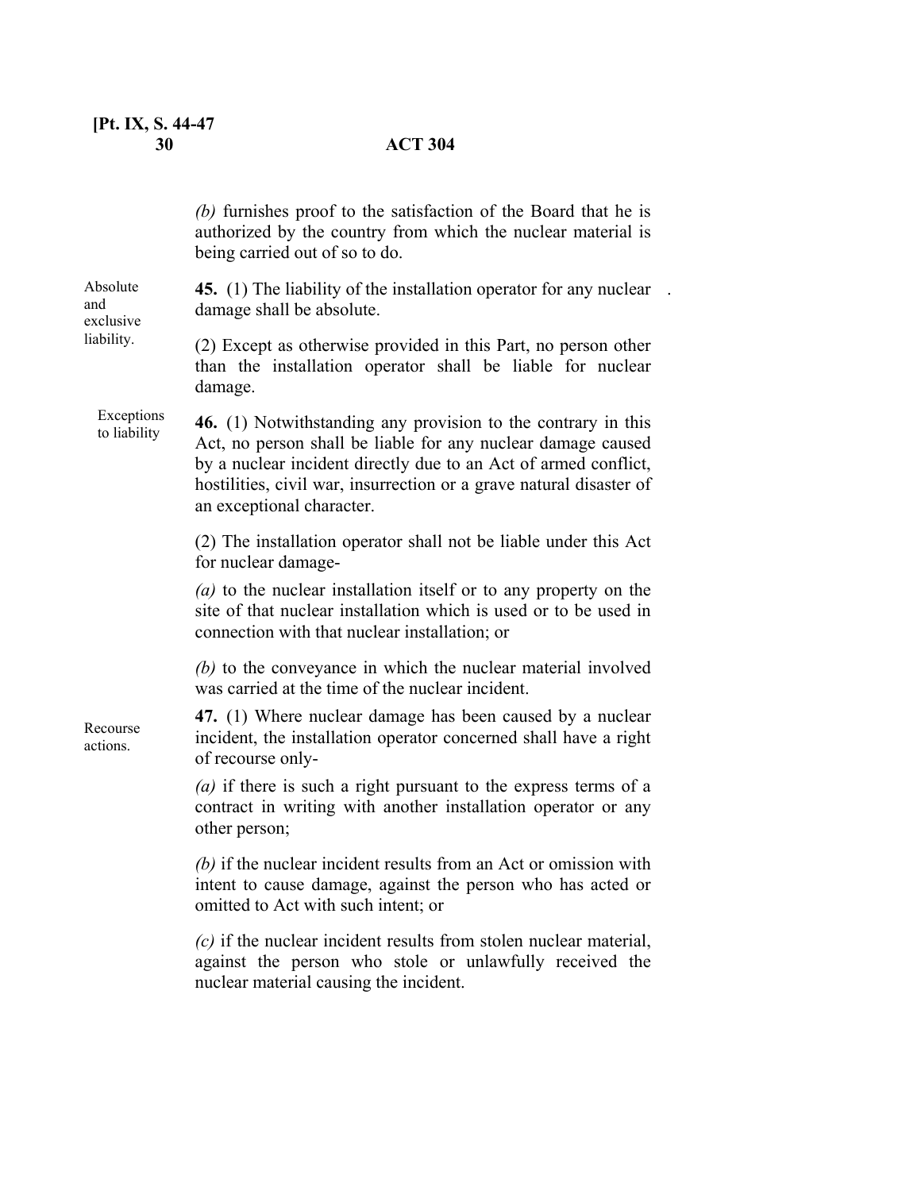(b) furnishes proof to the satisfaction of the Board that he is authorized by the country from which the nuclear material is being carried out of so to do.

Absolute and exclusive liability.

**45.** (1) The liability of the installation operator for any nuclear damage shall be absolute.

(2) Except as otherwise provided in this Part, no person other than the installation operator shall be liable for nuclear damage.

Exceptions to liability

**46.** (1) Notwithstanding any provision to the contrary in this Act, no person shall be liable for any nuclear damage caused by a nuclear incident directly due to an Act of armed conflict, hostilities, civil war, insurrection or a grave natural disaster of an exceptional character.

(2) The installation operator shall not be liable under this Act for nuclear damage-

*(a)* to the nuclear installation itself or to any property on the site of that nuclear installation which is used or to be used in connection with that nuclear installation; or

*(b)* to the conveyance in which the nuclear material involved was carried at the time of the nuclear incident.

Recourse actions.

**47.** (1) Where nuclear damage has been caused by a nuclear incident, the installation operator concerned shall have a right of recourse only-

*(a)* if there is such a right pursuant to the express terms of a contract in writing with another installation operator or any other person;

*(b)* if the nuclear incident results from an Act or omission with intent to cause damage, against the person who has acted or omitted to Act with such intent; or

*(c)* if the nuclear incident results from stolen nuclear material, against the person who stole or unlawfully received the nuclear material causing the incident.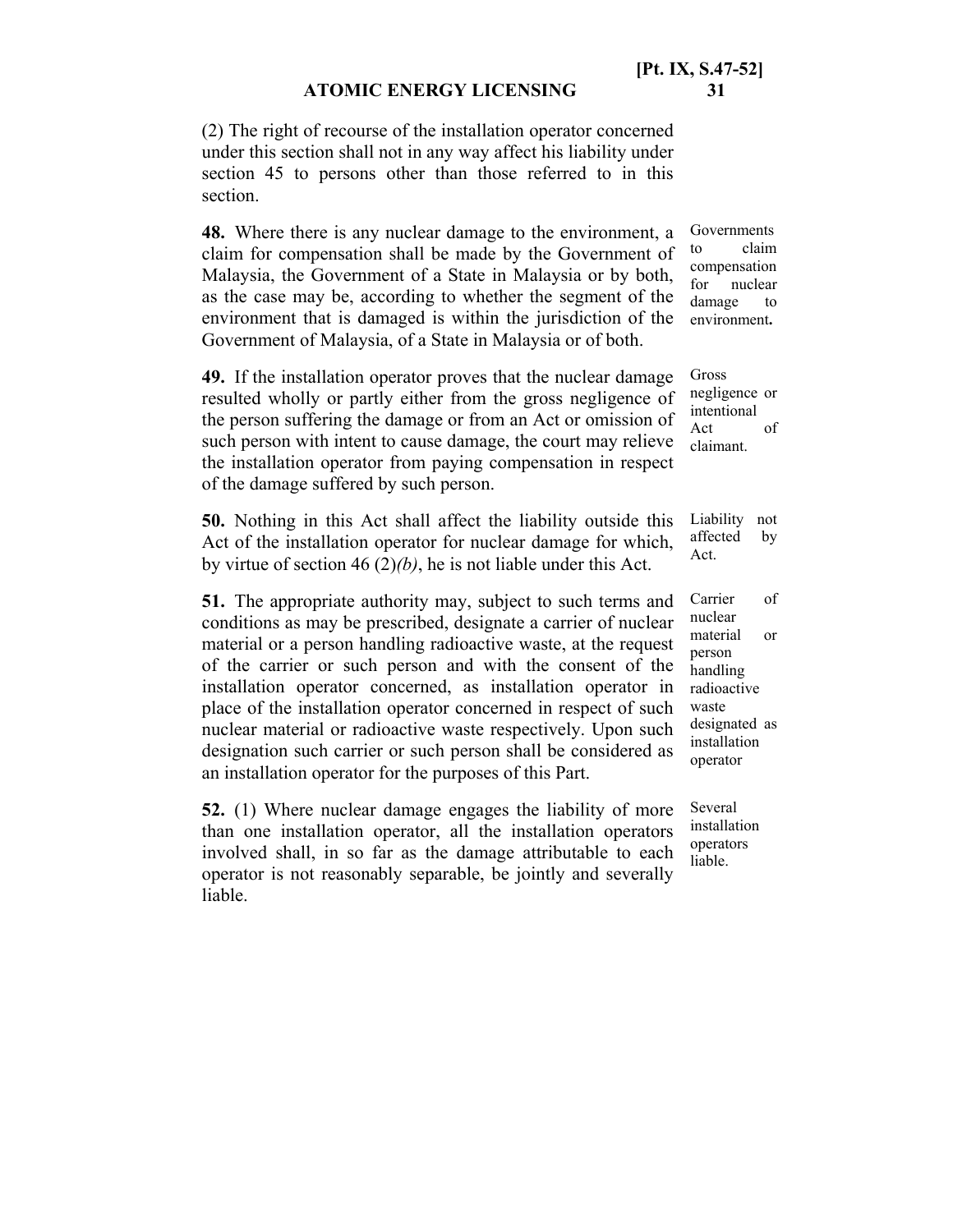(2) The right of recourse of the installation operator concerned under this section shall not in any way affect his liability under section 45 to persons other than those referred to in this section.

*Governments to claim compensation for nuclear damage to environment.*

**48.** Where there is any nuclear damage to the environment, a claim for compensation shall be made by the Government of Malaysia, the Government of a State in Malaysia or by both, as the case may be, according to whether the segment of the environment that is damaged is within the jurisdiction of the Government of Malaysia, of a State in Malaysia or of both.

*Gross negligence or intentional Act of claimant.*

**49.** If the installation operator proves that the nuclear damage resulted wholly or partly either from the gross negligence of the person suffering the damage or from an Act or omission of such person with intent to cause damage, the court may relieve the installation operator from paying compensation in respect of the damage suffered by such person.

*Liability not affected by Act.*

**50.** Nothing in this Act shall affect the liability outside this Act of the installation operator for nuclear damage for which, by virtue of section 46 (2)*(b)*, he is not liable under this Act.

*Carrier of nuclear material or person handling radioactive waste designated as installation operator*

**51.** The appropriate authority may, subject to such terms and conditions as may be prescribed, designate a carrier of nuclear material or a person handling radioactive waste, at the request of the carrier or such person and with the consent of the installation operator concerned, as installation operator in place of the installation operator concerned in respect of such nuclear material or radioactive waste respectively. Upon such designation such carrier or such person shall be considered as an installation operator for the purposes of this Part.

*Several installation operators liable.*

**52.** (1) Where nuclear damage engages the liability of more than one installation operator, all the installation operators involved shall, in so far as the damage attributable to each operator is not reasonably separable, be jointly and severally liable.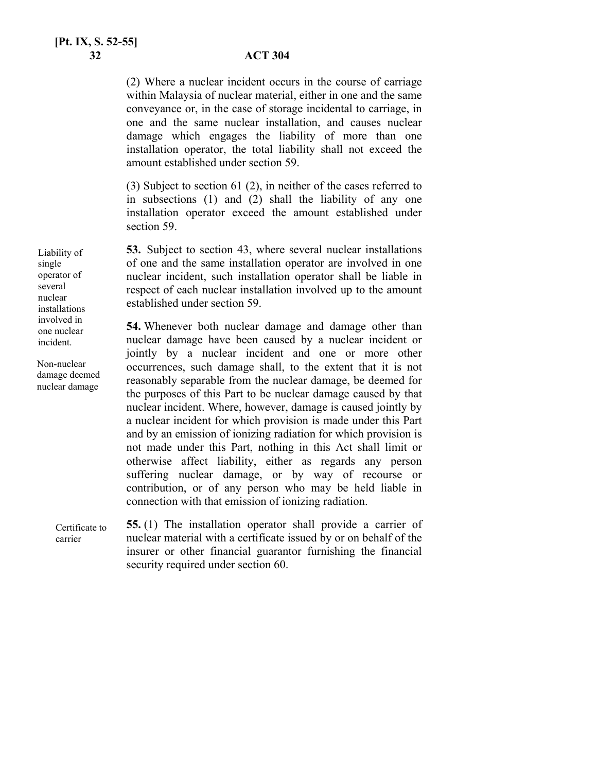(2) Where a nuclear incident occurs in the course of carriage within Malaysia of nuclear material, either in one and the same conveyance or, in the case of storage incidental to carriage, in one and the same nuclear installation, and causes nuclear damage which engages the liability of more than one installation operator, the total liability shall not exceed the amount established under section 59.

(3) Subject to section 61 (2), in neither of the cases referred to in subsections (1) and (2) shall the liability of any one installation operator exceed the amount established under section 59.

*Liability of single operator of several nuclear installations involved in one nuclear incident.*

**53.** Subject to section 43, where several nuclear installations of one and the same installation operator are involved in one nuclear incident, such installation operator shall be liable in respect of each nuclear installation involved up to the amount established under section 59.

*Non-nuclear damage deemed nuclear damage*

**54.** Whenever both nuclear damage and damage other than nuclear damage have been caused by a nuclear incident or jointly by a nuclear incident and one or more other occurrences, such damage shall, to the extent that it is not reasonably separable from the nuclear damage, be deemed for the purposes of this Part to be nuclear damage caused by that nuclear incident. Where, however, damage is caused jointly by a nuclear incident for which provision is made under this Part and by an emission of ionizing radiation for which provision is not made under this Part, nothing in this Act shall limit or otherwise affect liability, either as regards any person suffering nuclear damage, or by way of recourse or contribution, or of any person who may be held liable in connection with that emission of ionizing radiation.

*Certificate to carrier*

**55.** (1) The installation operator shall provide a carrier of nuclear material with a certificate issued by or on behalf of the insurer or other financial guarantor furnishing the financial security required under section 60.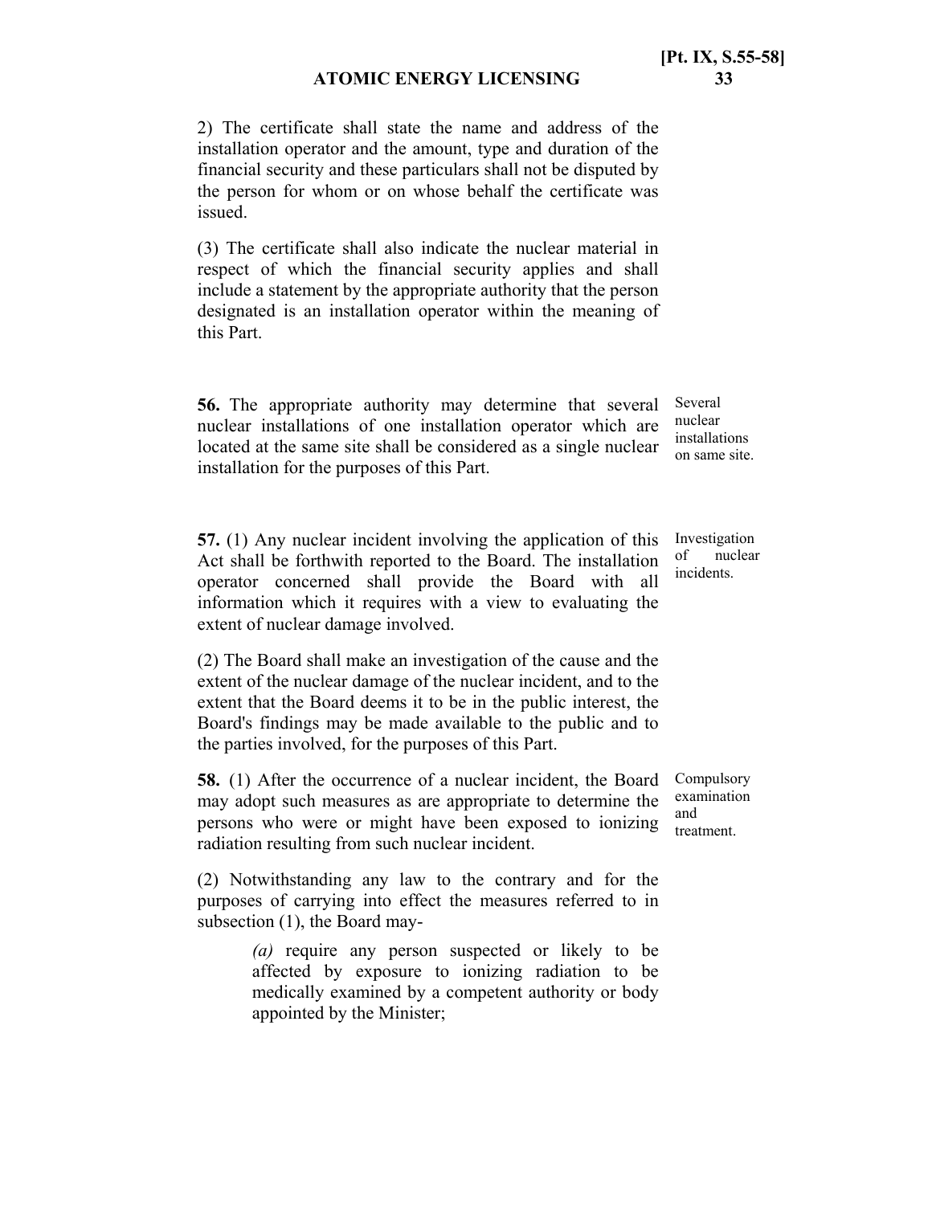2) The certificate shall state the name and address of the installation operator and the amount, type and duration of the financial security and these particulars shall not be disputed by the person for whom or on whose behalf the certificate was issued.

(3) The certificate shall also indicate the nuclear material in respect of which the financial security applies and shall include a statement by the appropriate authority that the person designated is an installation operator within the meaning of this Part.

*Several nuclear installations on same site.*

**56.** The appropriate authority may determine that several nuclear installations of one installation operator which are located at the same site shall be considered as a single nuclear installation for the purposes of this Part.

*Investigation of nuclear incidents.*

**57.** (1) Any nuclear incident involving the application of this Act shall be forthwith reported to the Board. The installation operator concerned shall provide the Board with all information which it requires with a view to evaluating the extent of nuclear damage involved.

(2) The Board shall make an investigation of the cause and the extent of the nuclear damage of the nuclear incident, and to the extent that the Board deems it to be in the public interest, the Board's findings may be made available to the public and to the parties involved, for the purposes of this Part.

*Compulsory examination and treatment.*

**58.** (1) After the occurrence of a nuclear incident, the Board may adopt such measures as are appropriate to determine the persons who were or might have been exposed to ionizing radiation resulting from such nuclear incident.

(2) Notwithstanding any law to the contrary and for the purposes of carrying into effect the measures referred to in subsection (1), the Board may-

> *(a)* require any person suspected or likely to be affected by exposure to ionizing radiation to be medically examined by a competent authority or body appointed by the Minister;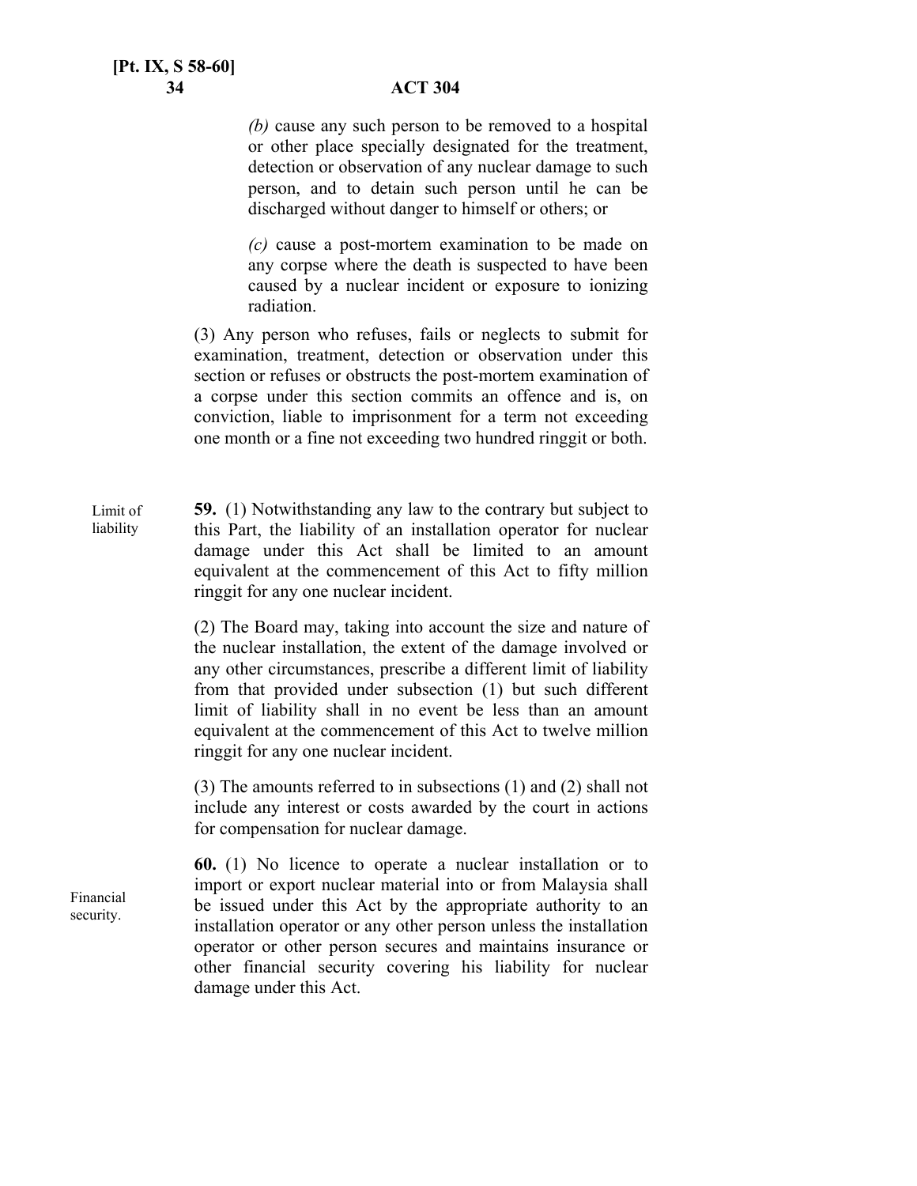*(b)* cause any such person to be removed to a hospital or other place specially designated for the treatment, detection or observation of any nuclear damage to such person, and to detain such person until he can be discharged without danger to himself or others; or

*(c)* cause a post-mortem examination to be made on any corpse where the death is suspected to have been caused by a nuclear incident or exposure to ionizing radiation.

(3) Any person who refuses, fails or neglects to submit for examination, treatment, detection or observation under this section or refuses or obstructs the post-mortem examination of a corpse under this section commits an offence and is, on conviction, liable to imprisonment for a term not exceeding one month or a fine not exceeding two hundred ringgit or both.

Limit of liability

**59.** (1) Notwithstanding any law to the contrary but subject to this Part, the liability of an installation operator for nuclear damage under this Act shall be limited to an amount equivalent at the commencement of this Act to fifty million ringgit for any one nuclear incident.

(2) The Board may, taking into account the size and nature of the nuclear installation, the extent of the damage involved or any other circumstances, prescribe a different limit of liability from that provided under subsection (1) but such different limit of liability shall in no event be less than an amount equivalent at the commencement of this Act to twelve million ringgit for any one nuclear incident.

(3) The amounts referred to in subsections (1) and (2) shall not include any interest or costs awarded by the court in actions for compensation for nuclear damage.

Financial security.

**60.** (1) No licence to operate a nuclear installation or to import or export nuclear material into or from Malaysia shall be issued under this Act by the appropriate authority to an installation operator or any other person unless the installation operator or other person secures and maintains insurance or other financial security covering his liability for nuclear damage under this Act.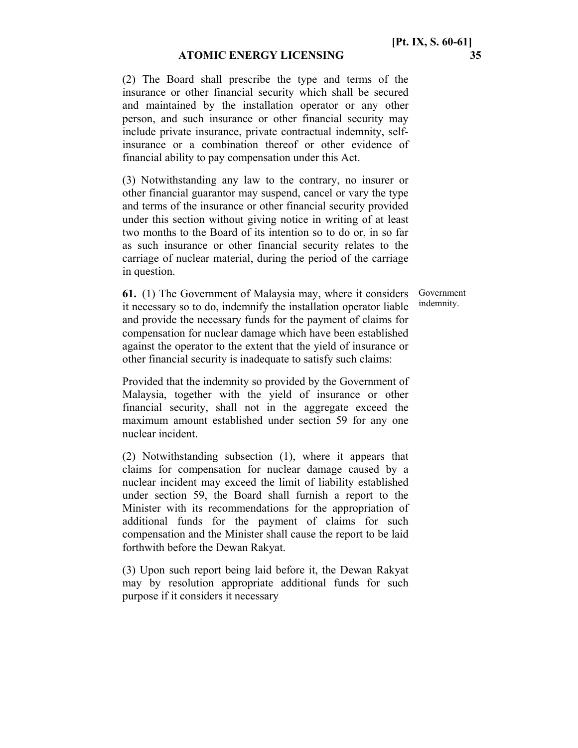(2) The Board shall prescribe the type and terms of the insurance or other financial security which shall be secured and maintained by the installation operator or any other person, and such insurance or other financial security may include private insurance, private contractual indemnity, self-insurance or a combination thereof or other evidence of financial ability to pay compensation under this Act.

(3) Notwithstanding any law to the contrary, no insurer or other financial guarantor may suspend, cancel or vary the type and terms of the insurance or other financial security provided under this section without giving notice in writing of at least two months to the Board of its intention so to do or, in so far as such insurance or other financial security relates to the carriage of nuclear material, during the period of the carriage in question.

Government indemnity.

**61.** (1) The Government of Malaysia may, where it considers it necessary so to do, indemnify the installation operator liable and provide the necessary funds for the payment of claims for compensation for nuclear damage which have been established against the operator to the extent that the yield of insurance or other financial security is inadequate to satisfy such claims:

Provided that the indemnity so provided by the Government of Malaysia, together with the yield of insurance or other financial security, shall not in the aggregate exceed the maximum amount established under section 59 for any one nuclear incident.

(2) Notwithstanding subsection (1), where it appears that claims for compensation for nuclear damage caused by a nuclear incident may exceed the limit of liability established under section 59, the Board shall furnish a report to the Minister with its recommendations for the appropriation of additional funds for the payment of claims for such compensation and the Minister shall cause the report to be laid forthwith before the Dewan Rakyat.

(3) Upon such report being laid before it, the Dewan Rakyat may by resolution appropriate additional funds for such purpose if it considers it necessary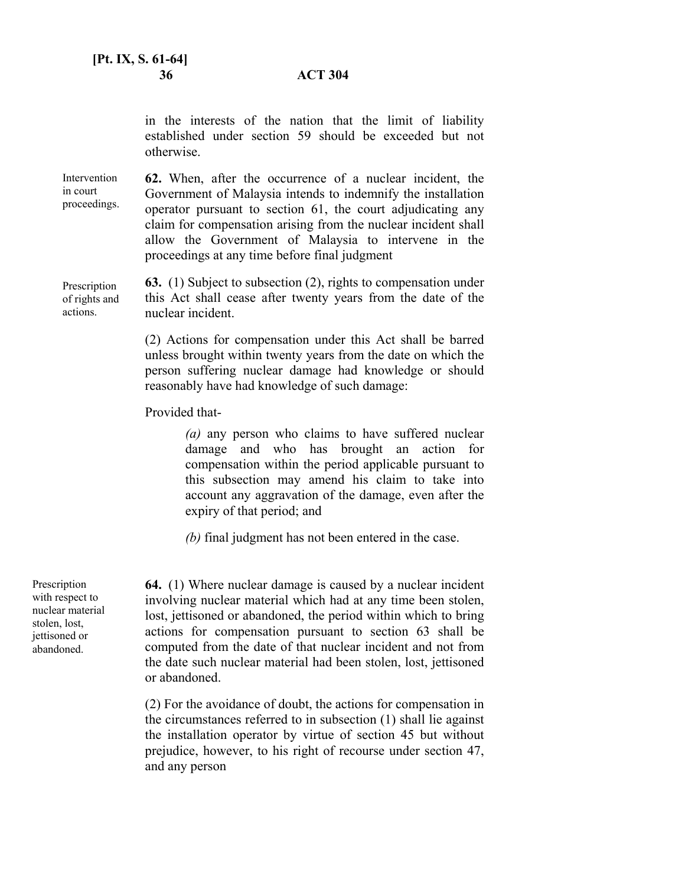in the interests of the nation that the limit of liability established under section 59 should be exceeded but not otherwise.

Intervention in court proceedings.

**62.** When, after the occurrence of a nuclear incident, the Government of Malaysia intends to indemnify the installation operator pursuant to section 61, the court adjudicating any claim for compensation arising from the nuclear incident shall allow the Government of Malaysia to intervene in the proceedings at any time before final judgment

Prescription of rights and actions.

**63.** (1) Subject to subsection (2), rights to compensation under this Act shall cease after twenty years from the date of the nuclear incident.

(2) Actions for compensation under this Act shall be barred unless brought within twenty years from the date on which the person suffering nuclear damage had knowledge or should reasonably have had knowledge of such damage:

Provided that-

*(a)* any person who claims to have suffered nuclear damage and who has brought an action for compensation within the period applicable pursuant to this subsection may amend his claim to take into account any aggravation of the damage, even after the expiry of that period; and

*(b)* final judgment has not been entered in the case.

Prescription with respect to nuclear material stolen, lost, jettisoned or abandoned.

**64.** (1) Where nuclear damage is caused by a nuclear incident involving nuclear material which had at any time been stolen, lost, jettisoned or abandoned, the period within which to bring actions for compensation pursuant to section 63 shall be computed from the date of that nuclear incident and not from the date such nuclear material had been stolen, lost, jettisoned or abandoned.

(2) For the avoidance of doubt, the actions for compensation in the circumstances referred to in subsection (1) shall lie against the installation operator by virtue of section 45 but without prejudice, however, to his right of recourse under section 47, and any person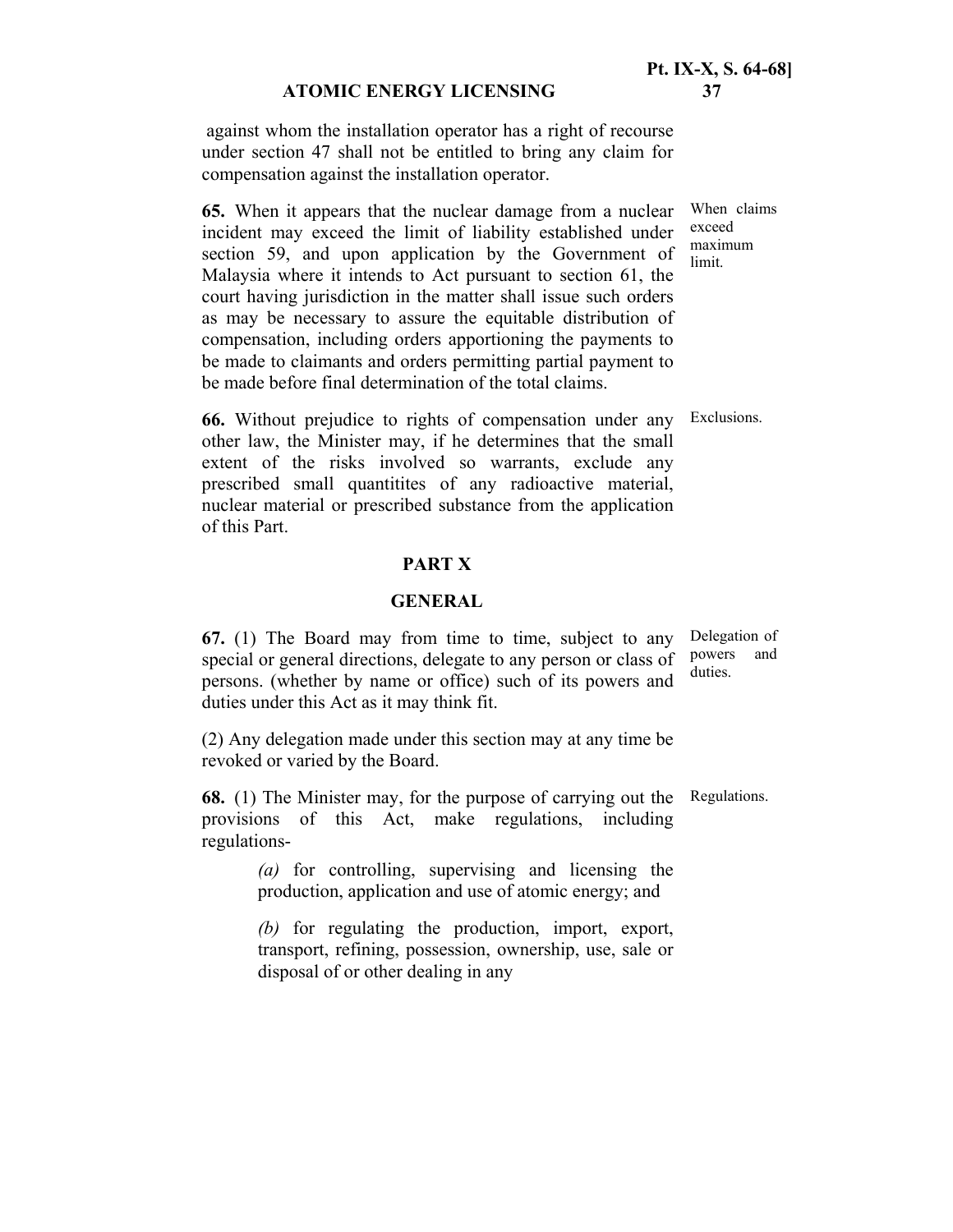against whom the installation operator has a right of recourse under section 47 shall not be entitled to bring any claim for compensation against the installation operator.

When claims exceed maximum limit.

**65.** When it appears that the nuclear damage from a nuclear incident may exceed the limit of liability established under section 59, and upon application by the Government of Malaysia where it intends to Act pursuant to section 61, the court having jurisdiction in the matter shall issue such orders as may be necessary to assure the equitable distribution of compensation, including orders apportioning the payments to be made to claimants and orders permitting partial payment to be made before final determination of the total claims.

Exclusions.

**66.** Without prejudice to rights of compensation under any other law, the Minister may, if he determines that the small extent of the risks involved so warrants, exclude any prescribed small quantitites of any radioactive material, nuclear material or prescribed substance from the application of this Part.

## PART X

## GENERAL

Delegation of powers and duties.

**67.** (1) The Board may from time to time, subject to any special or general directions, delegate to any person or class of persons. (whether by name or office) such of its powers and duties under this Act as it may think fit.

(2) Any delegation made under this section may at any time be revoked or varied by the Board.

Regulations.

**68.** (1) The Minister may, for the purpose of carrying out the provisions of this Act, make regulations, including regulations-

*(a)* for controlling, supervising and licensing the production, application and use of atomic energy; and

*(b)* for regulating the production, import, export, transport, refining, possession, ownership, use, sale or disposal of or other dealing in any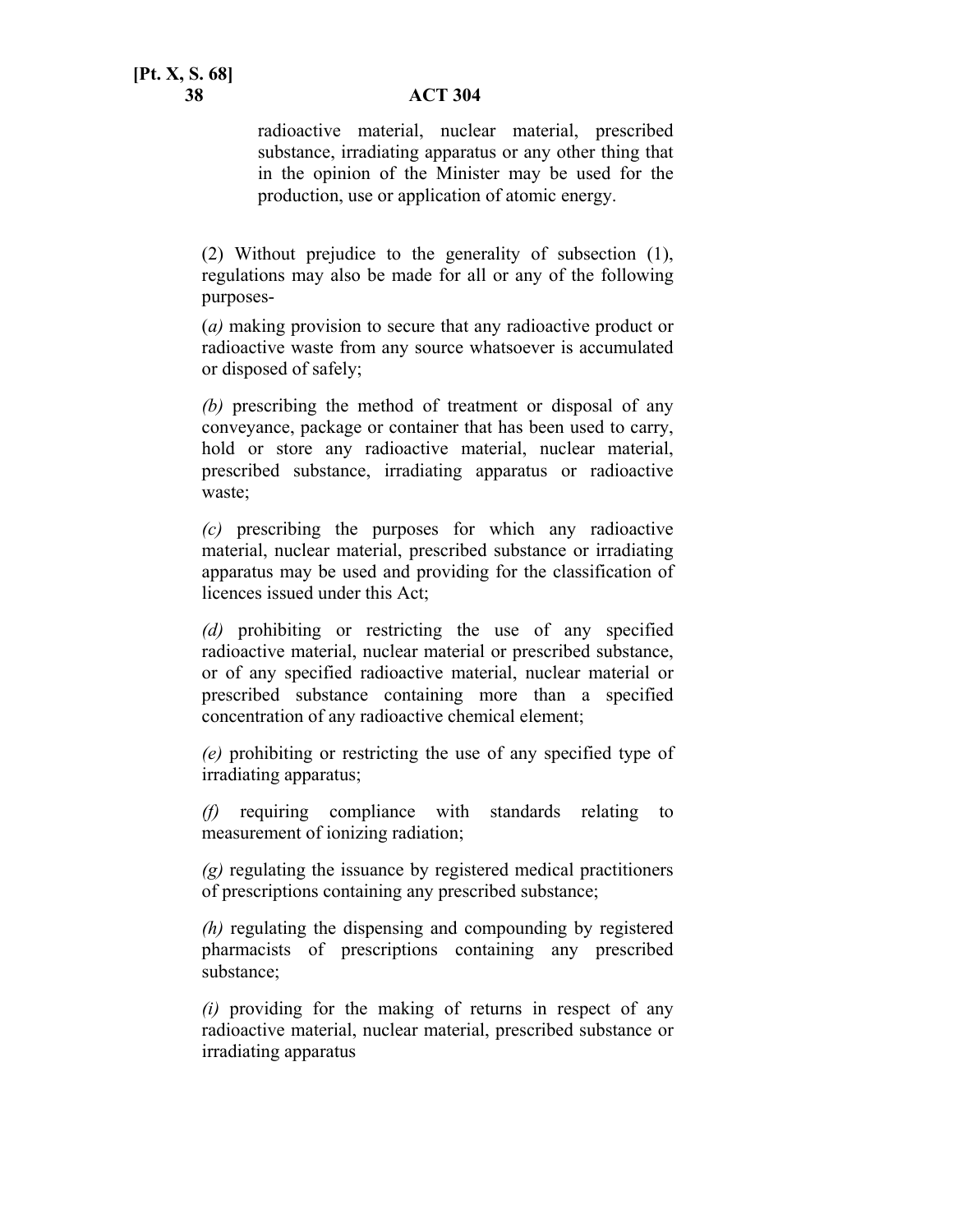radioactive material, nuclear material, prescribed substance, irradiating apparatus or any other thing that in the opinion of the Minister may be used for the production, use or application of atomic energy.

(2) Without prejudice to the generality of subsection (1), regulations may also be made for all or any of the following purposes-

(*a)* making provision to secure that any radioactive product or radioactive waste from any source whatsoever is accumulated or disposed of safely;

*(b)* prescribing the method of treatment or disposal of any conveyance, package or container that has been used to carry, hold or store any radioactive material, nuclear material, prescribed substance, irradiating apparatus or radioactive waste;

*(c)* prescribing the purposes for which any radioactive material, nuclear material, prescribed substance or irradiating apparatus may be used and providing for the classification of licences issued under this Act;

*(d)* prohibiting or restricting the use of any specified radioactive material, nuclear material or prescribed substance, or of any specified radioactive material, nuclear material or prescribed substance containing more than a specified concentration of any radioactive chemical element;

*(e)* prohibiting or restricting the use of any specified type of irradiating apparatus;

*(f)* requiring compliance with standards relating to measurement of ionizing radiation;

*(g)* regulating the issuance by registered medical practitioners of prescriptions containing any prescribed substance;

*(h)* regulating the dispensing and compounding by registered pharmacists of prescriptions containing any prescribed substance;

*(i)* providing for the making of returns in respect of any radioactive material, nuclear material, prescribed substance or irradiating apparatus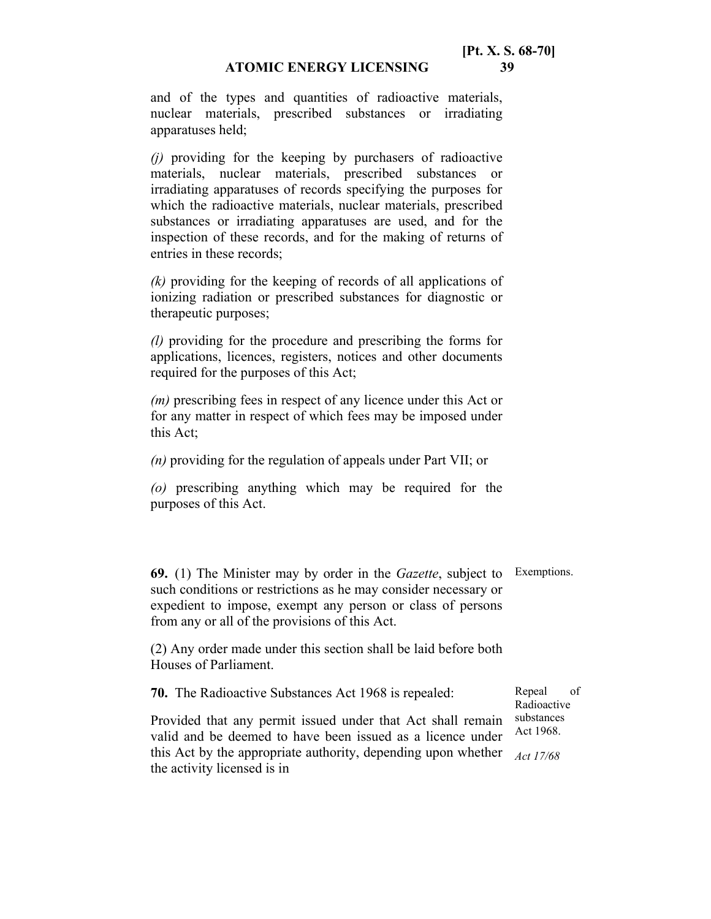and of the types and quantities of radioactive materials, nuclear materials, prescribed substances or irradiating apparatuses held;

*(j)* providing for the keeping by purchasers of radioactive materials, nuclear materials, prescribed substances or irradiating apparatuses of records specifying the purposes for which the radioactive materials, nuclear materials, prescribed substances or irradiating apparatuses are used, and for the inspection of these records, and for the making of returns of entries in these records;

*(k)* providing for the keeping of records of all applications of ionizing radiation or prescribed substances for diagnostic or therapeutic purposes;

*(l)* providing for the procedure and prescribing the forms for applications, licences, registers, notices and other documents required for the purposes of this Act;

*(m)* prescribing fees in respect of any licence under this Act or for any matter in respect of which fees may be imposed under this Act;

*(n)* providing for the regulation of appeals under Part VII; or

*(o)* prescribing anything which may be required for the purposes of this Act.

Exemptions.

**69.** (1) The Minister may by order in the *Gazette*, subject to such conditions or restrictions as he may consider necessary or expedient to impose, exempt any person or class of persons from any or all of the provisions of this Act.

(2) Any order made under this section shall be laid before both Houses of Parliament.

Repeal of Radioactive substances Act 1968.

*Act 17/68*

**70.** The Radioactive Substances Act 1968 is repealed:

Provided that any permit issued under that Act shall remain valid and be deemed to have been issued as a licence under this Act by the appropriate authority, depending upon whether the activity licensed is in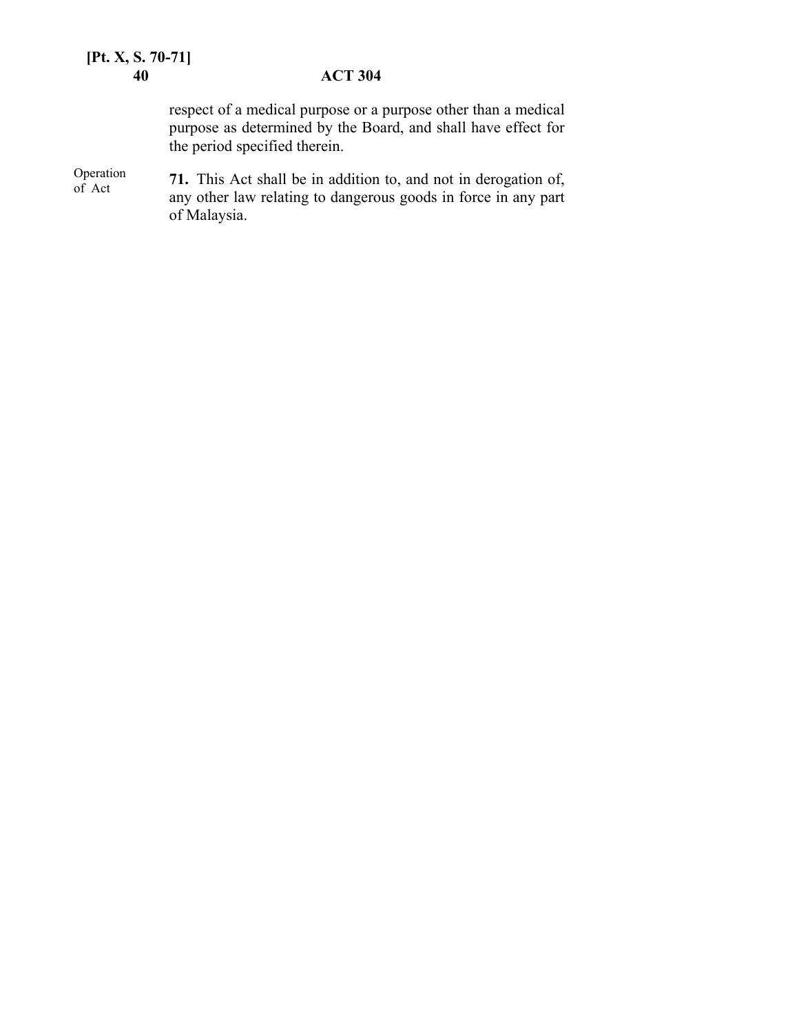respect of a medical purpose or a purpose other than a medical purpose as determined by the Board, and shall have effect for the period specified therein.

Operation of Act

**71.** This Act shall be in addition to, and not in derogation of, any other law relating to dangerous goods in force in any part of Malaysia.